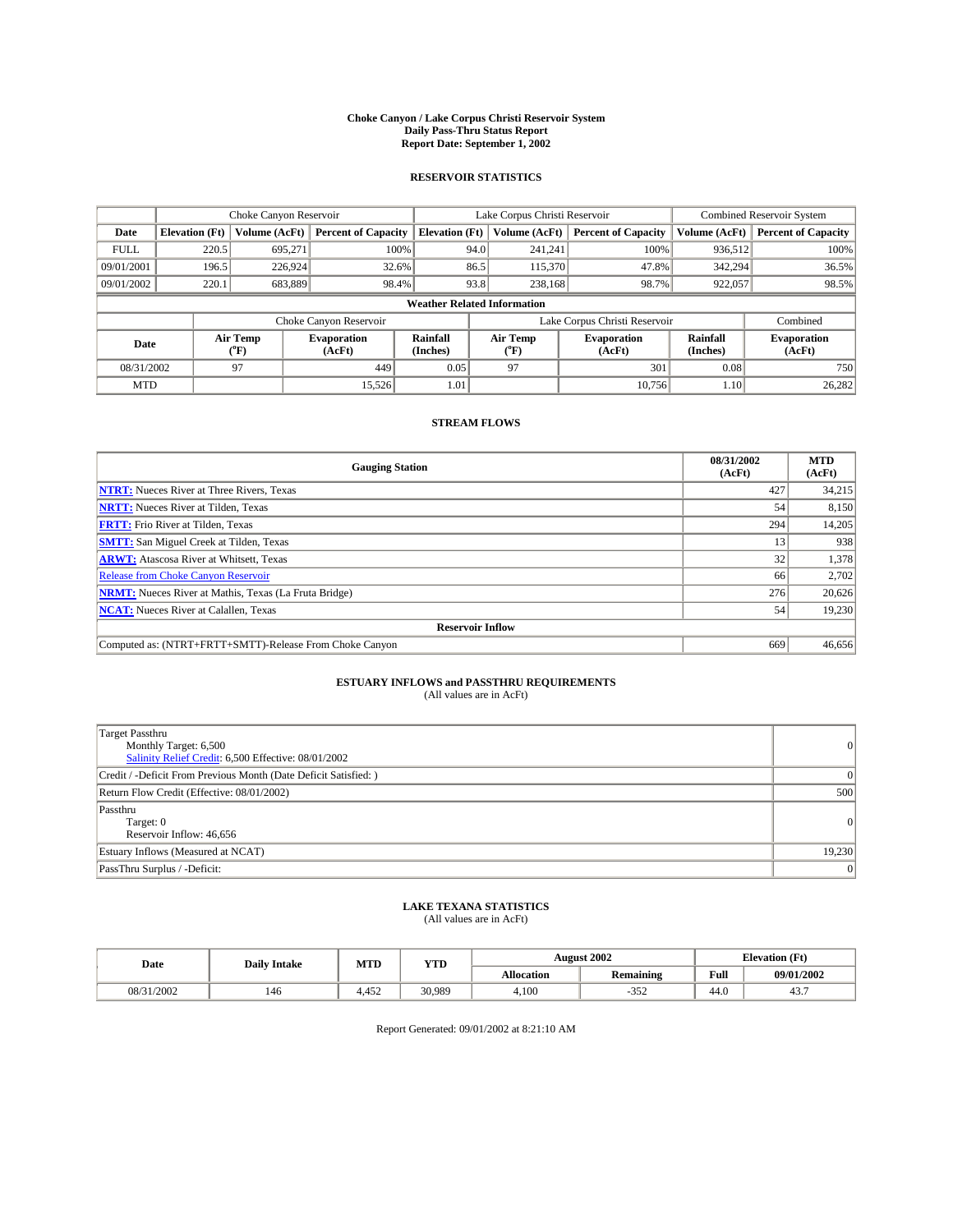# Choke Canyon / Lake Corpus Christi Reservoir System
## Daily Pass-Thru Status Report
### Report Date: September 1, 2002

## RESERVOIR STATISTICS

| | Choke Canyon Reservoir | | | Lake Corpus Christi Reservoir | | | Combined Reservoir System | |
|---|---|---|---|---|---|---|---|---|
| Date | Elevation (Ft) | Volume (AcFt) | Percent of Capacity | Elevation (Ft) | Volume (AcFt) | Percent of Capacity | Volume (AcFt) | Percent of Capacity |
| FULL | 220.5 | 695,271 | 100% | 94.0 | 241,241 | 100% | 936,512 | 100% |
| 09/01/2001 | 196.5 | 226,924 | 32.6% | 86.5 | 115,370 | 47.8% | 342,294 | 36.5% |
| 09/01/2002 | 220.1 | 683,889 | 98.4% | 93.8 | 238,168 | 98.7% | 922,057 | 98.5% |

**Weather Related Information**

| | Choke Canyon Reservoir | | | Lake Corpus Christi Reservoir | | | Combined |
|---|---|---|---|---|---|---|---|
| Date | Air Temp (°F) | Evaporation (AcFt) | Rainfall (Inches) | Air Temp (°F) | Evaporation (AcFt) | Rainfall (Inches) | Evaporation (AcFt) |
| 08/31/2002 | 97 | 449 | 0.05 | 97 | 301 | 0.08 | 750 |
| MTD | | 15,526 | 1.01 | | 10,756 | 1.10 | 26,282 |

## STREAM FLOWS

| Gauging Station | 08/31/2002 (AcFt) | MTD (AcFt) |
|---|---|---|
| NTRT: Nueces River at Three Rivers, Texas | 427 | 34,215 |
| NRTT: Nueces River at Tilden, Texas | 54 | 8,150 |
| FRTT: Frio River at Tilden, Texas | 294 | 14,205 |
| SMTT: San Miguel Creek at Tilden, Texas | 13 | 938 |
| ARWT: Atascosa River at Whitsett, Texas | 32 | 1,378 |
| Release from Choke Canyon Reservoir | 66 | 2,702 |
| NRMT: Nueces River at Mathis, Texas (La Fruta Bridge) | 276 | 20,626 |
| NCAT: Nueces River at Calallen, Texas | 54 | 19,230 |
| **Reservoir Inflow** | | |
| Computed as: (NTRT+FRTT+SMTT)-Release From Choke Canyon | 669 | 46,656 |

## ESTUARY INFLOWS and PASSTHRU REQUIREMENTS
(All values are in AcFt)

| | |
|---|---|
| Target Passthru<br>Monthly Target: 6,500<br>Salinity Relief Credit: 6,500 Effective: 08/01/2002 | 0 |
| Credit / -Deficit From Previous Month (Date Deficit Satisfied: ) | 0 |
| Return Flow Credit (Effective: 08/01/2002) | 500 |
| Passthru<br>Target: 0<br>Reservoir Inflow: 46,656 | 0 |
| Estuary Inflows (Measured at NCAT) | 19,230 |
| PassThru Surplus / -Deficit: | 0 |

## LAKE TEXANA STATISTICS
(All values are in AcFt)

| Date | Daily Intake | MTD | YTD | August 2002 | | Elevation (Ft) | |
|---|---|---|---|---|---|---|---|
| | | | | Allocation | Remaining | Full | 09/01/2002 |
| 08/31/2002 | 146 | 4,452 | 30,989 | 4,100 | -352 | 44.0 | 43.7 |

Report Generated: 09/01/2002 at 8:21:10 AM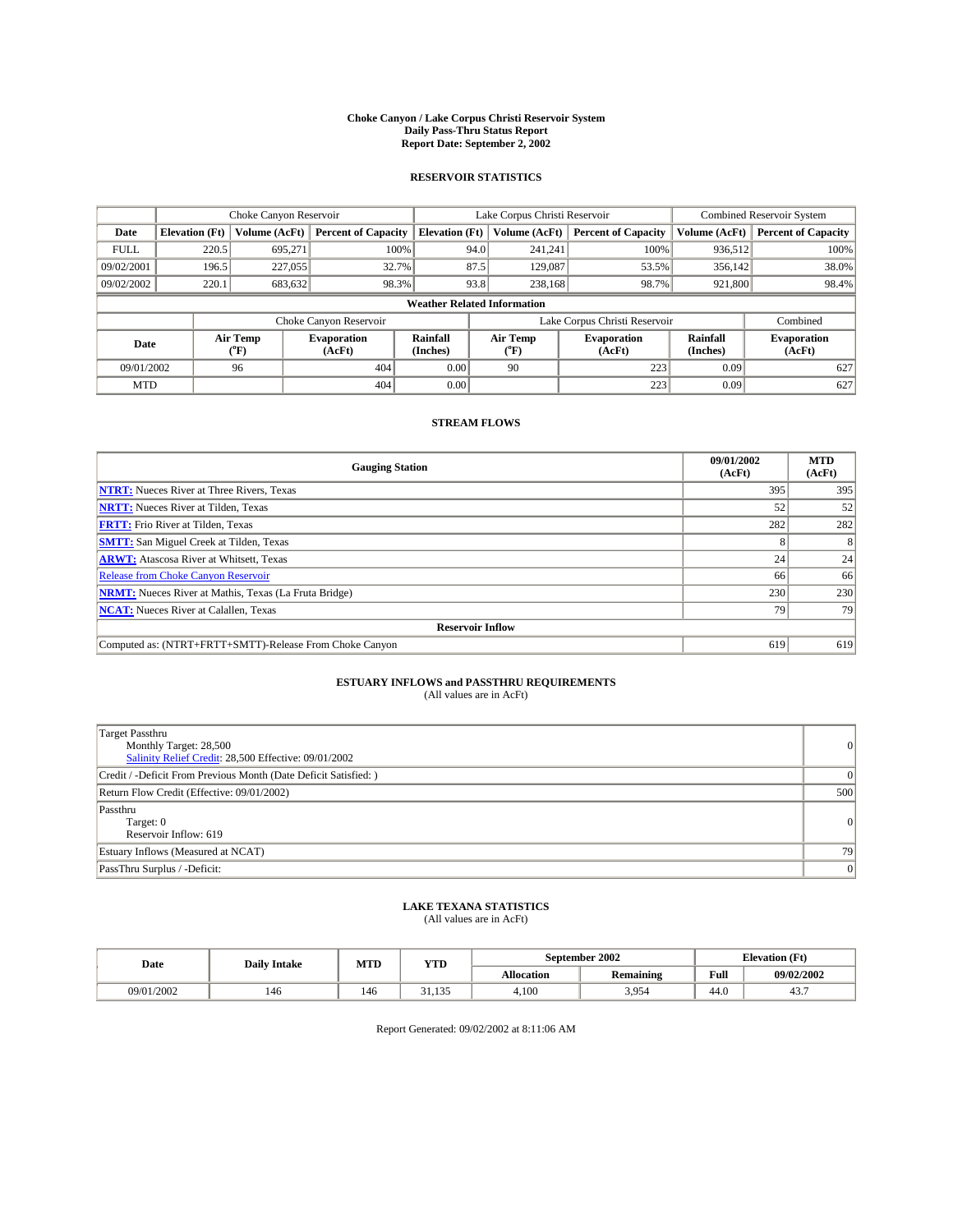# Choke Canyon / Lake Corpus Christi Reservoir System
## Daily Pass-Thru Status Report
### Report Date: September 2, 2002

## RESERVOIR STATISTICS

| | Choke Canyon Reservoir | | | Lake Corpus Christi Reservoir | | | Combined Reservoir System | |
|---|---|---|---|---|---|---|---|---|
| Date | Elevation (Ft) | Volume (AcFt) | Percent of Capacity | Elevation (Ft) | Volume (AcFt) | Percent of Capacity | Volume (AcFt) | Percent of Capacity |
| FULL | 220.5 | 695,271 | 100% | 94.0 | 241,241 | 100% | 936,512 | 100% |
| 09/02/2001 | 196.5 | 227,055 | 32.7% | 87.5 | 129,087 | 53.5% | 356,142 | 38.0% |
| 09/02/2002 | 220.1 | 683,632 | 98.3% | 93.8 | 238,168 | 98.7% | 921,800 | 98.4% |

**Weather Related Information**

| | Choke Canyon Reservoir | | | Lake Corpus Christi Reservoir | | | Combined |
|---|---|---|---|---|---|---|---|
| Date | Air Temp (°F) | Evaporation (AcFt) | Rainfall (Inches) | Air Temp (°F) | Evaporation (AcFt) | Rainfall (Inches) | Evaporation (AcFt) |
| 09/01/2002 | 96 | 404 | 0.00 | 90 | 223 | 0.09 | 627 |
| MTD | | 404 | 0.00 | | 223 | 0.09 | 627 |

## STREAM FLOWS

| Gauging Station | 09/01/2002 (AcFt) | MTD (AcFt) |
|---|---|---|
| **NTRT:** Nueces River at Three Rivers, Texas | 395 | 395 |
| **NRTT:** Nueces River at Tilden, Texas | 52 | 52 |
| **FRTT:** Frio River at Tilden, Texas | 282 | 282 |
| **SMTT:** San Miguel Creek at Tilden, Texas | 8 | 8 |
| **ARWT:** Atascosa River at Whitsett, Texas | 24 | 24 |
| Release from Choke Canyon Reservoir | 66 | 66 |
| **NRMT:** Nueces River at Mathis, Texas (La Fruta Bridge) | 230 | 230 |
| **NCAT:** Nueces River at Calallen, Texas | 79 | 79 |
| **Reservoir Inflow** | | |
| Computed as: (NTRT+FRTT+SMTT)-Release From Choke Canyon | 619 | 619 |

## ESTUARY INFLOWS and PASSTHRU REQUIREMENTS
(All values are in AcFt)

| | |
|---|---|
| Target Passthru<br>Monthly Target: 28,500<br>Salinity Relief Credit: 28,500 Effective: 09/01/2002 | 0 |
| Credit / -Deficit From Previous Month (Date Deficit Satisfied: ) | 0 |
| Return Flow Credit (Effective: 09/01/2002) | 500 |
| Passthru<br>Target: 0<br>Reservoir Inflow: 619 | 0 |
| Estuary Inflows (Measured at NCAT) | 79 |
| PassThru Surplus / -Deficit: | 0 |

## LAKE TEXANA STATISTICS
(All values are in AcFt)

| Date | Daily Intake | MTD | YTD | September 2002 | | Elevation (Ft) | |
|---|---|---|---|---|---|---|---|
| | | | | Allocation | Remaining | Full | 09/02/2002 |
| 09/01/2002 | 146 | 146 | 31,135 | 4,100 | 3,954 | 44.0 | 43.7 |

Report Generated: 09/02/2002 at 8:11:06 AM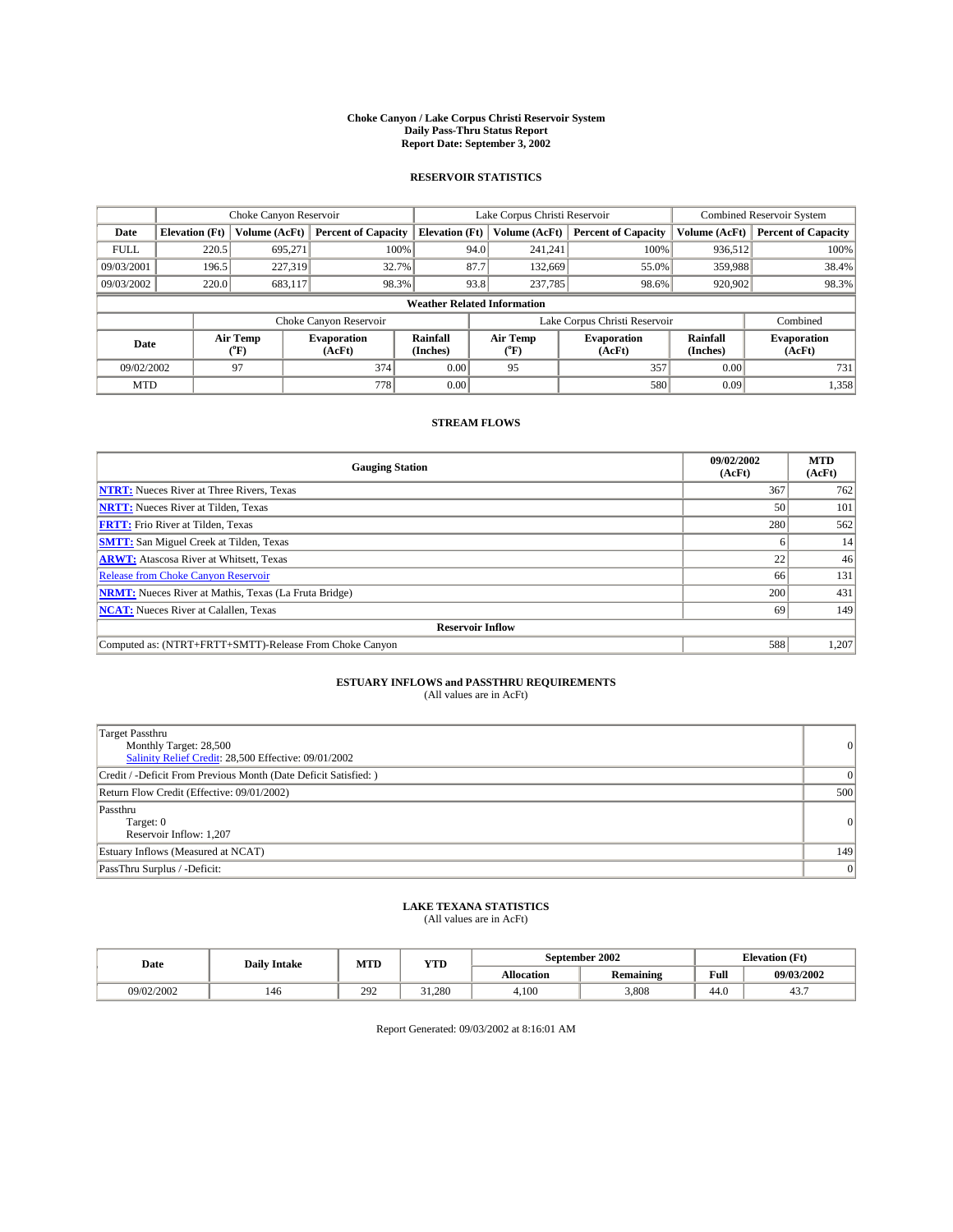# Choke Canyon / Lake Corpus Christi Reservoir System
## Daily Pass-Thru Status Report
### Report Date: September 3, 2002

## RESERVOIR STATISTICS

| | Choke Canyon Reservoir | | | Lake Corpus Christi Reservoir | | | Combined Reservoir System | |
|---|---|---|---|---|---|---|---|---|
| Date | Elevation (Ft) | Volume (AcFt) | Percent of Capacity | Elevation (Ft) | Volume (AcFt) | Percent of Capacity | Volume (AcFt) | Percent of Capacity |
| FULL | 220.5 | 695,271 | 100% | 94.0 | 241,241 | 100% | 936,512 | 100% |
| 09/03/2001 | 196.5 | 227,319 | 32.7% | 87.7 | 132,669 | 55.0% | 359,988 | 38.4% |
| 09/03/2002 | 220.0 | 683,117 | 98.3% | 93.8 | 237,785 | 98.6% | 920,902 | 98.3% |

**Weather Related Information**

| | Choke Canyon Reservoir | | | Lake Corpus Christi Reservoir | | | Combined |
|---|---|---|---|---|---|---|---|
| Date | Air Temp (°F) | Evaporation (AcFt) | Rainfall (Inches) | Air Temp (°F) | Evaporation (AcFt) | Rainfall (Inches) | Evaporation (AcFt) |
| 09/02/2002 | 97 | 374 | 0.00 | 95 | 357 | 0.00 | 731 |
| MTD | | 778 | 0.00 | | 580 | 0.09 | 1,358 |

## STREAM FLOWS

| Gauging Station | 09/02/2002 (AcFt) | MTD (AcFt) |
|---|---|---|
| **NTRT:** Nueces River at Three Rivers, Texas | 367 | 762 |
| **NRTT:** Nueces River at Tilden, Texas | 50 | 101 |
| **FRTT:** Frio River at Tilden, Texas | 280 | 562 |
| **SMTT:** San Miguel Creek at Tilden, Texas | 6 | 14 |
| **ARWT:** Atascosa River at Whitsett, Texas | 22 | 46 |
| Release from Choke Canyon Reservoir | 66 | 131 |
| **NRMT:** Nueces River at Mathis, Texas (La Fruta Bridge) | 200 | 431 |
| **NCAT:** Nueces River at Calallen, Texas | 69 | 149 |
| **Reservoir Inflow** | | |
| Computed as: (NTRT+FRTT+SMTT)-Release From Choke Canyon | 588 | 1,207 |

## ESTUARY INFLOWS and PASSTHRU REQUIREMENTS
(All values are in AcFt)

| | |
|---|---|
| Target Passthru<br>Monthly Target: 28,500<br>Salinity Relief Credit: 28,500 Effective: 09/01/2002 | 0 |
| Credit / -Deficit From Previous Month (Date Deficit Satisfied: ) | 0 |
| Return Flow Credit (Effective: 09/01/2002) | 500 |
| Passthru<br>Target: 0<br>Reservoir Inflow: 1,207 | 0 |
| Estuary Inflows (Measured at NCAT) | 149 |
| PassThru Surplus / -Deficit: | 0 |

## LAKE TEXANA STATISTICS
(All values are in AcFt)

| Date | Daily Intake | MTD | YTD | September 2002 | | Elevation (Ft) | |
|---|---|---|---|---|---|---|---|
| | | | | Allocation | Remaining | Full | 09/03/2002 |
| 09/02/2002 | 146 | 292 | 31,280 | 4,100 | 3,808 | 44.0 | 43.7 |

Report Generated: 09/03/2002 at 8:16:01 AM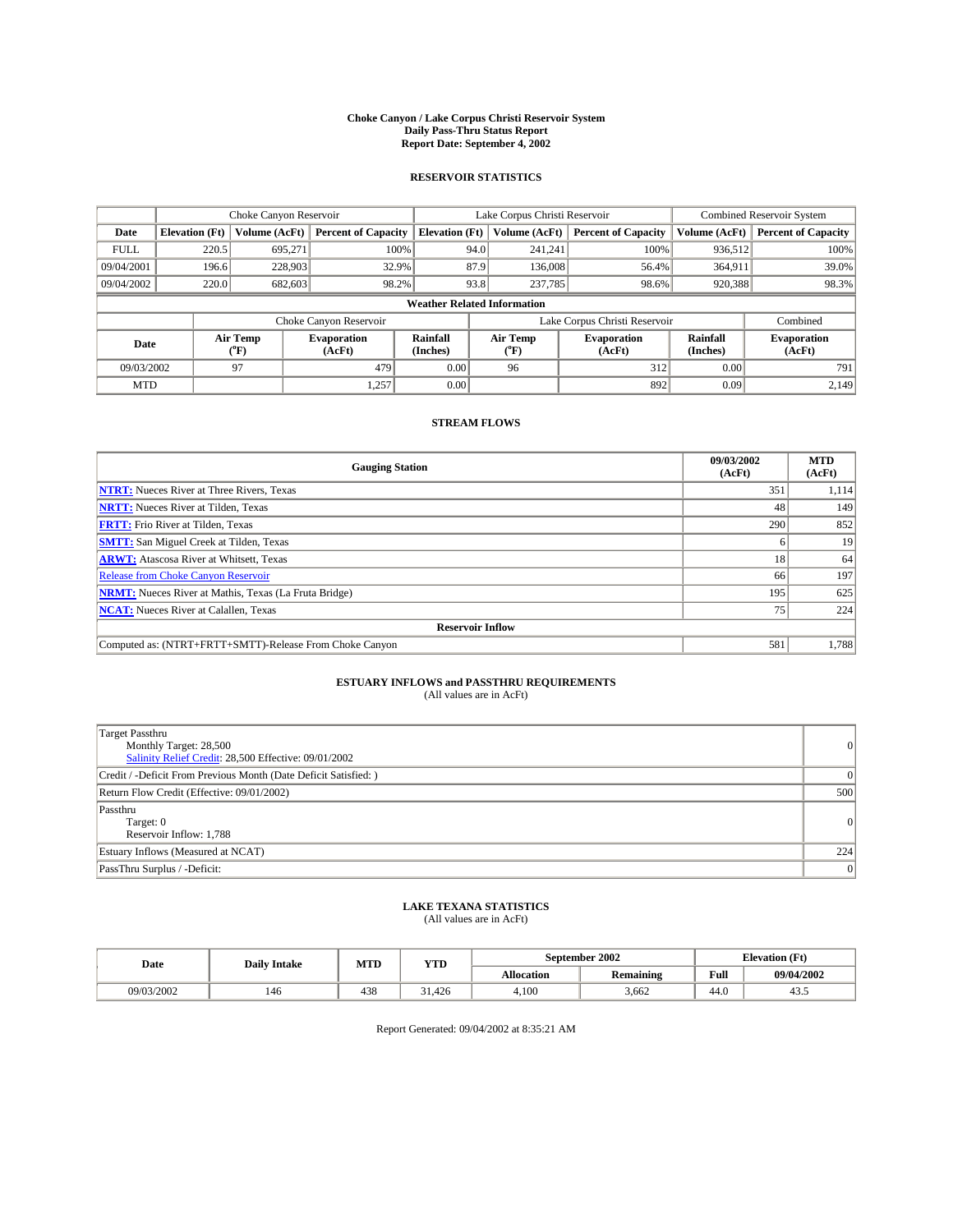# Choke Canyon / Lake Corpus Christi Reservoir System
## Daily Pass-Thru Status Report
### Report Date: September 4, 2002

## RESERVOIR STATISTICS

| | Choke Canyon Reservoir | | | Lake Corpus Christi Reservoir | | | Combined Reservoir System | |
|---|---|---|---|---|---|---|---|---|
| Date | Elevation (Ft) | Volume (AcFt) | Percent of Capacity | Elevation (Ft) | Volume (AcFt) | Percent of Capacity | Volume (AcFt) | Percent of Capacity |
| FULL | 220.5 | 695,271 | 100% | 94.0 | 241,241 | 100% | 936,512 | 100% |
| 09/04/2001 | 196.6 | 228,903 | 32.9% | 87.9 | 136,008 | 56.4% | 364,911 | 39.0% |
| 09/04/2002 | 220.0 | 682,603 | 98.2% | 93.8 | 237,785 | 98.6% | 920,388 | 98.3% |

**Weather Related Information**

| | Choke Canyon Reservoir | | | Lake Corpus Christi Reservoir | | | Combined |
|---|---|---|---|---|---|---|---|
| Date | Air Temp (°F) | Evaporation (AcFt) | Rainfall (Inches) | Air Temp (°F) | Evaporation (AcFt) | Rainfall (Inches) | Evaporation (AcFt) |
| 09/03/2002 | 97 | 479 | 0.00 | 96 | 312 | 0.00 | 791 |
| MTD | | 1,257 | 0.00 | | 892 | 0.09 | 2,149 |

## STREAM FLOWS

| Gauging Station | 09/03/2002 (AcFt) | MTD (AcFt) |
|---|---|---|
| **NTRT:** Nueces River at Three Rivers, Texas | 351 | 1,114 |
| **NRTT:** Nueces River at Tilden, Texas | 48 | 149 |
| **FRTT:** Frio River at Tilden, Texas | 290 | 852 |
| **SMTT:** San Miguel Creek at Tilden, Texas | 6 | 19 |
| **ARWT:** Atascosa River at Whitsett, Texas | 18 | 64 |
| Release from Choke Canyon Reservoir | 66 | 197 |
| **NRMT:** Nueces River at Mathis, Texas (La Fruta Bridge) | 195 | 625 |
| **NCAT:** Nueces River at Calallen, Texas | 75 | 224 |
| **Reservoir Inflow** | | |
| Computed as: (NTRT+FRTT+SMTT)-Release From Choke Canyon | 581 | 1,788 |

## ESTUARY INFLOWS and PASSTHRU REQUIREMENTS
(All values are in AcFt)

| | |
|---|---|
| Target Passthru<br>Monthly Target: 28,500<br>Salinity Relief Credit: 28,500 Effective: 09/01/2002 | 0 |
| Credit / -Deficit From Previous Month (Date Deficit Satisfied: ) | 0 |
| Return Flow Credit (Effective: 09/01/2002) | 500 |
| Passthru<br>Target: 0<br>Reservoir Inflow: 1,788 | 0 |
| Estuary Inflows (Measured at NCAT) | 224 |
| PassThru Surplus / -Deficit: | 0 |

## LAKE TEXANA STATISTICS
(All values are in AcFt)

| Date | Daily Intake | MTD | YTD | September 2002 | | Elevation (Ft) | |
|---|---|---|---|---|---|---|---|
| | | | | Allocation | Remaining | Full | 09/04/2002 |
| 09/03/2002 | 146 | 438 | 31,426 | 4,100 | 3,662 | 44.0 | 43.5 |

Report Generated: 09/04/2002 at 8:35:21 AM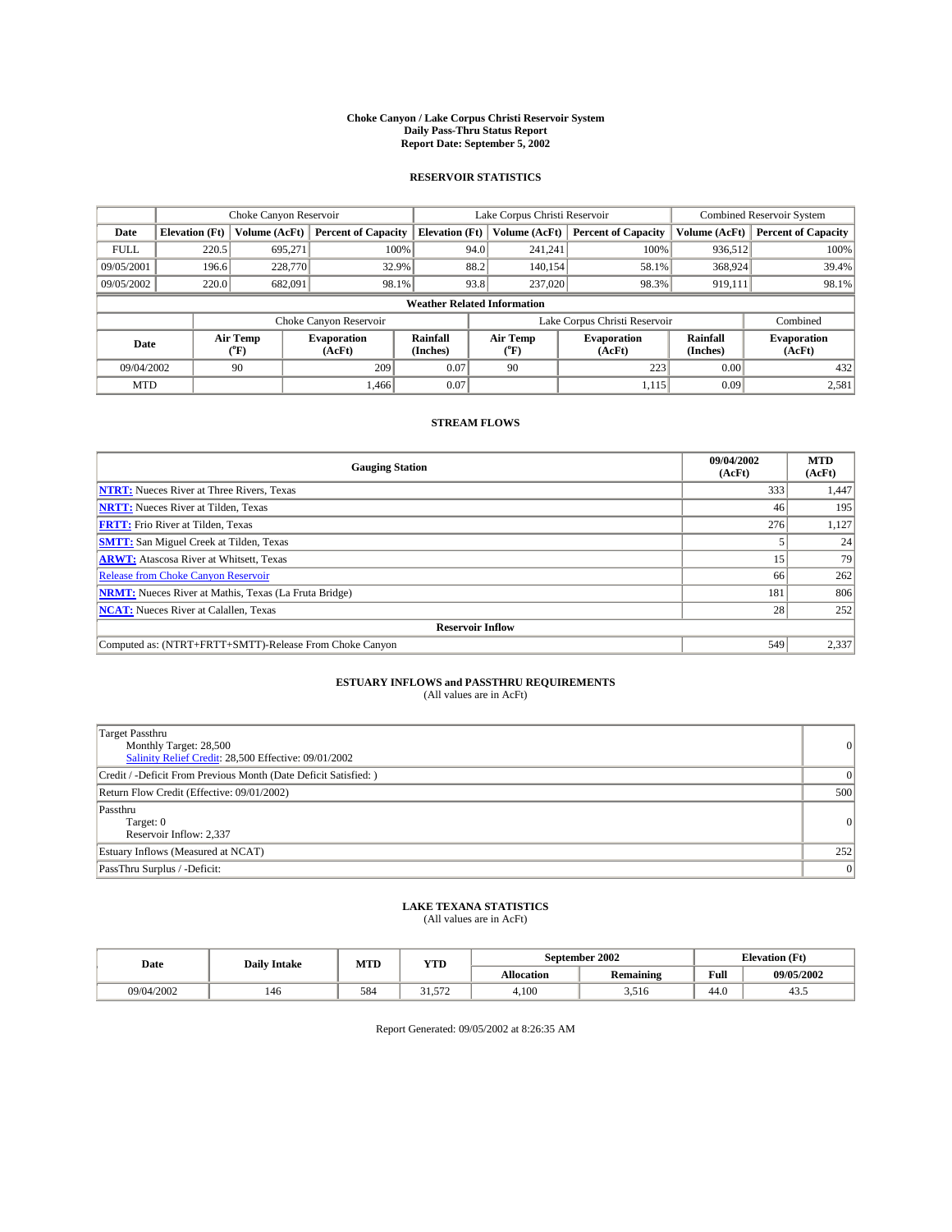# Choke Canyon / Lake Corpus Christi Reservoir System
## Daily Pass-Thru Status Report
## Report Date: September 5, 2002

### RESERVOIR STATISTICS

| | Choke Canyon Reservoir | | | Lake Corpus Christi Reservoir | | | Combined Reservoir System | |
|---|---|---|---|---|---|---|---|---|
| Date | Elevation (Ft) | Volume (AcFt) | Percent of Capacity | Elevation (Ft) | Volume (AcFt) | Percent of Capacity | Volume (AcFt) | Percent of Capacity |
| FULL | 220.5 | 695,271 | 100% | 94.0 | 241,241 | 100% | 936,512 | 100% |
| 09/05/2001 | 196.6 | 228,770 | 32.9% | 88.2 | 140,154 | 58.1% | 368,924 | 39.4% |
| 09/05/2002 | 220.0 | 682,091 | 98.1% | 93.8 | 237,020 | 98.3% | 919,111 | 98.1% |

**Weather Related Information**

| | Choke Canyon Reservoir | | | Lake Corpus Christi Reservoir | | | Combined |
|---|---|---|---|---|---|---|---|
| Date | Air Temp (°F) | Evaporation (AcFt) | Rainfall (Inches) | Air Temp (°F) | Evaporation (AcFt) | Rainfall (Inches) | Evaporation (AcFt) |
| 09/04/2002 | 90 | 209 | 0.07 | 90 | 223 | 0.00 | 432 |
| MTD | | 1,466 | 0.07 | | 1,115 | 0.09 | 2,581 |

### STREAM FLOWS

| Gauging Station | 09/04/2002 (AcFt) | MTD (AcFt) |
|---|---|---|
| **NTRT:** Nueces River at Three Rivers, Texas | 333 | 1,447 |
| **NRTT:** Nueces River at Tilden, Texas | 46 | 195 |
| **FRTT:** Frio River at Tilden, Texas | 276 | 1,127 |
| **SMTT:** San Miguel Creek at Tilden, Texas | 5 | 24 |
| **ARWT:** Atascosa River at Whitsett, Texas | 15 | 79 |
| Release from Choke Canyon Reservoir | 66 | 262 |
| **NRMT:** Nueces River at Mathis, Texas (La Fruta Bridge) | 181 | 806 |
| **NCAT:** Nueces River at Calallen, Texas | 28 | 252 |
| **Reservoir Inflow** | | |
| Computed as: (NTRT+FRTT+SMTT)-Release From Choke Canyon | 549 | 2,337 |

### ESTUARY INFLOWS and PASSTHRU REQUIREMENTS
(All values are in AcFt)

| | |
|---|---|
| Target Passthru<br>Monthly Target: 28,500<br>Salinity Relief Credit: 28,500 Effective: 09/01/2002 | 0 |
| Credit / -Deficit From Previous Month (Date Deficit Satisfied: ) | 0 |
| Return Flow Credit (Effective: 09/01/2002) | 500 |
| Passthru<br>Target: 0<br>Reservoir Inflow: 2,337 | 0 |
| Estuary Inflows (Measured at NCAT) | 252 |
| PassThru Surplus / -Deficit: | 0 |

### LAKE TEXANA STATISTICS
(All values are in AcFt)

| Date | Daily Intake | MTD | YTD | September 2002 | | Elevation (Ft) | |
|---|---|---|---|---|---|---|---|
| | | | | Allocation | Remaining | Full | 09/05/2002 |
| 09/04/2002 | 146 | 584 | 31,572 | 4,100 | 3,516 | 44.0 | 43.5 |

Report Generated: 09/05/2002 at 8:26:35 AM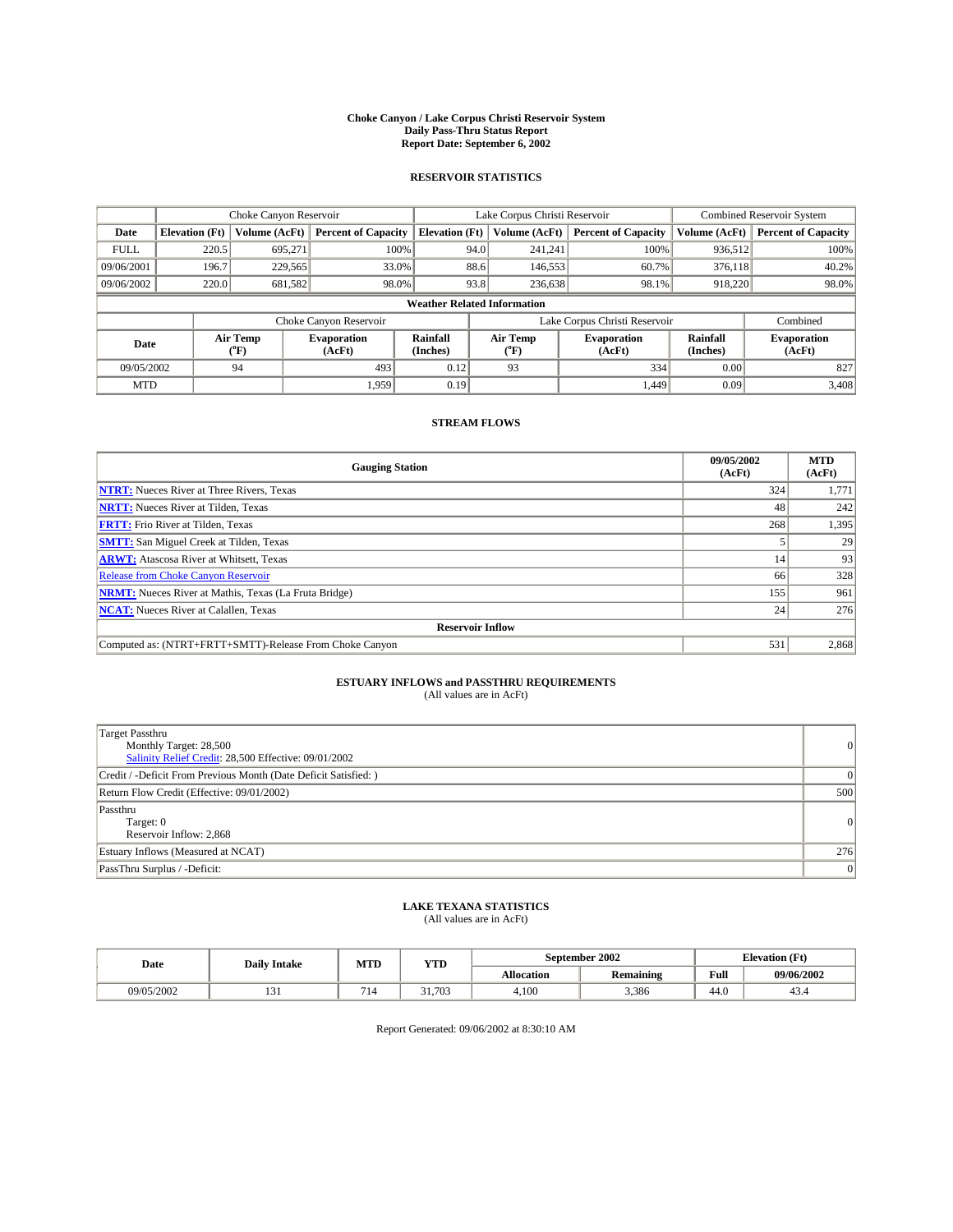# Choke Canyon / Lake Corpus Christi Reservoir System
## Daily Pass-Thru Status Report
### Report Date: September 6, 2002

## RESERVOIR STATISTICS

| | Choke Canyon Reservoir | | | Lake Corpus Christi Reservoir | | | Combined Reservoir System | |
|---|---|---|---|---|---|---|---|---|
| Date | Elevation (Ft) | Volume (AcFt) | Percent of Capacity | Elevation (Ft) | Volume (AcFt) | Percent of Capacity | Volume (AcFt) | Percent of Capacity |
| FULL | 220.5 | 695,271 | 100% | 94.0 | 241,241 | 100% | 936,512 | 100% |
| 09/06/2001 | 196.7 | 229,565 | 33.0% | 88.6 | 146,553 | 60.7% | 376,118 | 40.2% |
| 09/06/2002 | 220.0 | 681,582 | 98.0% | 93.8 | 236,638 | 98.1% | 918,220 | 98.0% |

**Weather Related Information**

| | Choke Canyon Reservoir | | | Lake Corpus Christi Reservoir | | | Combined |
|---|---|---|---|---|---|---|---|
| Date | Air Temp (°F) | Evaporation (AcFt) | Rainfall (Inches) | Air Temp (°F) | Evaporation (AcFt) | Rainfall (Inches) | Evaporation (AcFt) |
| 09/05/2002 | 94 | 493 | 0.12 | 93 | 334 | 0.00 | 827 |
| MTD | | 1,959 | 0.19 | | 1,449 | 0.09 | 3,408 |

## STREAM FLOWS

| Gauging Station | 09/05/2002 (AcFt) | MTD (AcFt) |
|---|---|---|
| **NTRT:** Nueces River at Three Rivers, Texas | 324 | 1,771 |
| **NRTT:** Nueces River at Tilden, Texas | 48 | 242 |
| **FRTT:** Frio River at Tilden, Texas | 268 | 1,395 |
| **SMTT:** San Miguel Creek at Tilden, Texas | 5 | 29 |
| **ARWT:** Atascosa River at Whitsett, Texas | 14 | 93 |
| Release from Choke Canyon Reservoir | 66 | 328 |
| **NRMT:** Nueces River at Mathis, Texas (La Fruta Bridge) | 155 | 961 |
| **NCAT:** Nueces River at Calallen, Texas | 24 | 276 |
| **Reservoir Inflow** | | |
| Computed as: (NTRT+FRTT+SMTT)-Release From Choke Canyon | 531 | 2,868 |

## ESTUARY INFLOWS and PASSTHRU REQUIREMENTS
(All values are in AcFt)

| | |
|---|---|
| Target Passthru<br>Monthly Target: 28,500<br>Salinity Relief Credit: 28,500 Effective: 09/01/2002 | 0 |
| Credit / -Deficit From Previous Month (Date Deficit Satisfied: ) | 0 |
| Return Flow Credit (Effective: 09/01/2002) | 500 |
| Passthru<br>Target: 0<br>Reservoir Inflow: 2,868 | 0 |
| Estuary Inflows (Measured at NCAT) | 276 |
| PassThru Surplus / -Deficit: | 0 |

## LAKE TEXANA STATISTICS
(All values are in AcFt)

| Date | Daily Intake | MTD | YTD | September 2002 | | Elevation (Ft) | |
|---|---|---|---|---|---|---|---|
| | | | | Allocation | Remaining | Full | 09/06/2002 |
| 09/05/2002 | 131 | 714 | 31,703 | 4,100 | 3,386 | 44.0 | 43.4 |

Report Generated: 09/06/2002 at 8:30:10 AM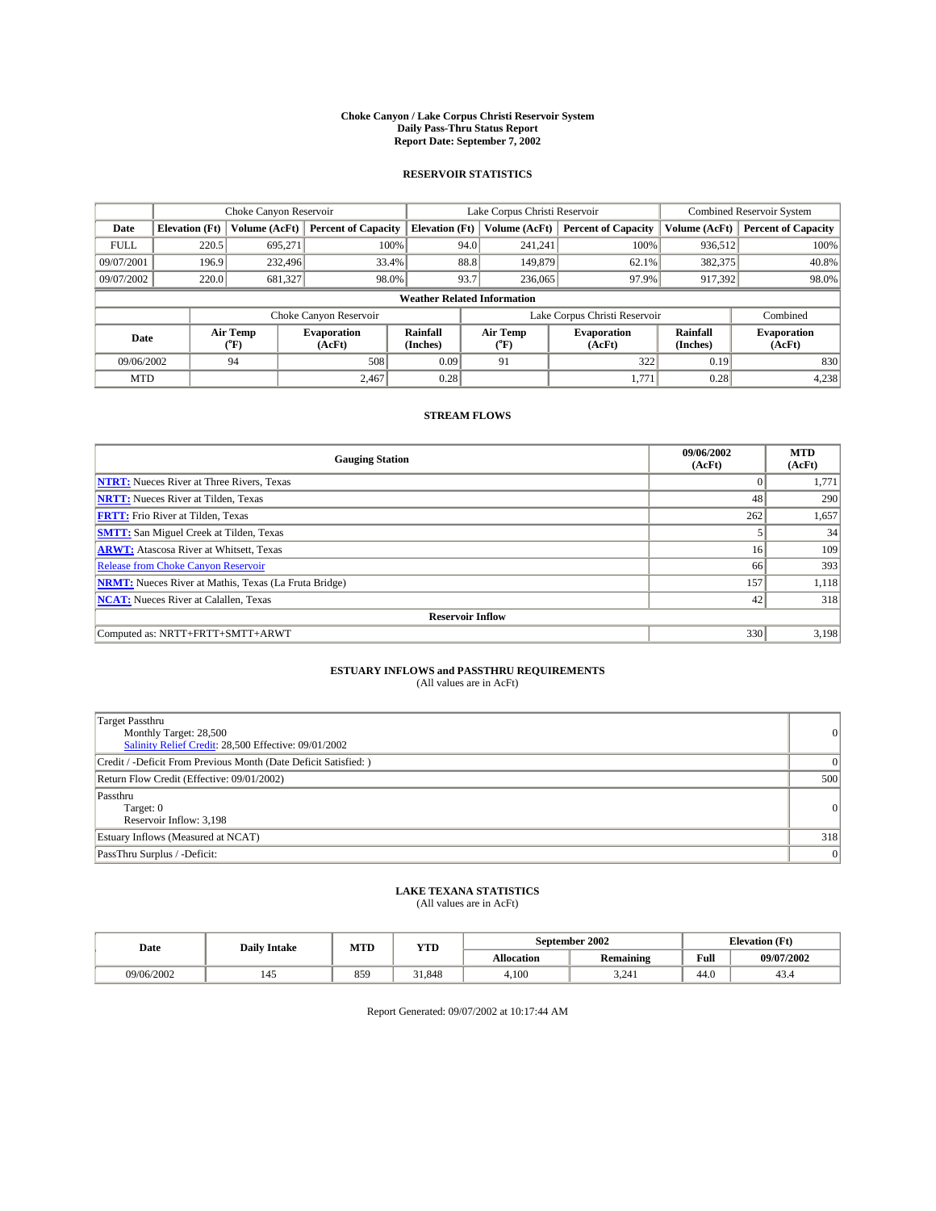# Choke Canyon / Lake Corpus Christi Reservoir System
## Daily Pass-Thru Status Report
## Report Date: September 7, 2002

### RESERVOIR STATISTICS

| | Choke Canyon Reservoir | | | Lake Corpus Christi Reservoir | | | Combined Reservoir System | |
|---|---|---|---|---|---|---|---|---|
| Date | Elevation (Ft) | Volume (AcFt) | Percent of Capacity | Elevation (Ft) | Volume (AcFt) | Percent of Capacity | Volume (AcFt) | Percent of Capacity |
| FULL | 220.5 | 695,271 | 100% | 94.0 | 241,241 | 100% | 936,512 | 100% |
| 09/07/2001 | 196.9 | 232,496 | 33.4% | 88.8 | 149,879 | 62.1% | 382,375 | 40.8% |
| 09/07/2002 | 220.0 | 681,327 | 98.0% | 93.7 | 236,065 | 97.9% | 917,392 | 98.0% |

**Weather Related Information**

| | Choke Canyon Reservoir | | | Lake Corpus Christi Reservoir | | | Combined |
|---|---|---|---|---|---|---|---|
| Date | Air Temp (°F) | Evaporation (AcFt) | Rainfall (Inches) | Air Temp (°F) | Evaporation (AcFt) | Rainfall (Inches) | Evaporation (AcFt) |
| 09/06/2002 | 94 | 508 | 0.09 | 91 | 322 | 0.19 | 830 |
| MTD | | 2,467 | 0.28 | | 1,771 | 0.28 | 4,238 |

### STREAM FLOWS

| Gauging Station | 09/06/2002 (AcFt) | MTD (AcFt) |
|---|---|---|
| NTRT: Nueces River at Three Rivers, Texas | 0 | 1,771 |
| NRTT: Nueces River at Tilden, Texas | 48 | 290 |
| FRTT: Frio River at Tilden, Texas | 262 | 1,657 |
| SMTT: San Miguel Creek at Tilden, Texas | 5 | 34 |
| ARWT: Atascosa River at Whitsett, Texas | 16 | 109 |
| Release from Choke Canyon Reservoir | 66 | 393 |
| NRMT: Nueces River at Mathis, Texas (La Fruta Bridge) | 157 | 1,118 |
| NCAT: Nueces River at Calallen, Texas | 42 | 318 |
| **Reservoir Inflow** | | |
| Computed as: NRTT+FRTT+SMTT+ARWT | 330 | 3,198 |

### ESTUARY INFLOWS and PASSTHRU REQUIREMENTS
(All values are in AcFt)

| | |
|---|---|
| Target Passthru<br>Monthly Target: 28,500<br>Salinity Relief Credit: 28,500 Effective: 09/01/2002 | 0 |
| Credit / -Deficit From Previous Month (Date Deficit Satisfied: ) | 0 |
| Return Flow Credit (Effective: 09/01/2002) | 500 |
| Passthru<br>Target: 0<br>Reservoir Inflow: 3,198 | 0 |
| Estuary Inflows (Measured at NCAT) | 318 |
| PassThru Surplus / -Deficit: | 0 |

### LAKE TEXANA STATISTICS
(All values are in AcFt)

| Date | Daily Intake | MTD | YTD | September 2002 | | Elevation (Ft) | |
|---|---|---|---|---|---|---|---|
| | | | | Allocation | Remaining | Full | 09/07/2002 |
| 09/06/2002 | 145 | 859 | 31,848 | 4,100 | 3,241 | 44.0 | 43.4 |

Report Generated: 09/07/2002 at 10:17:44 AM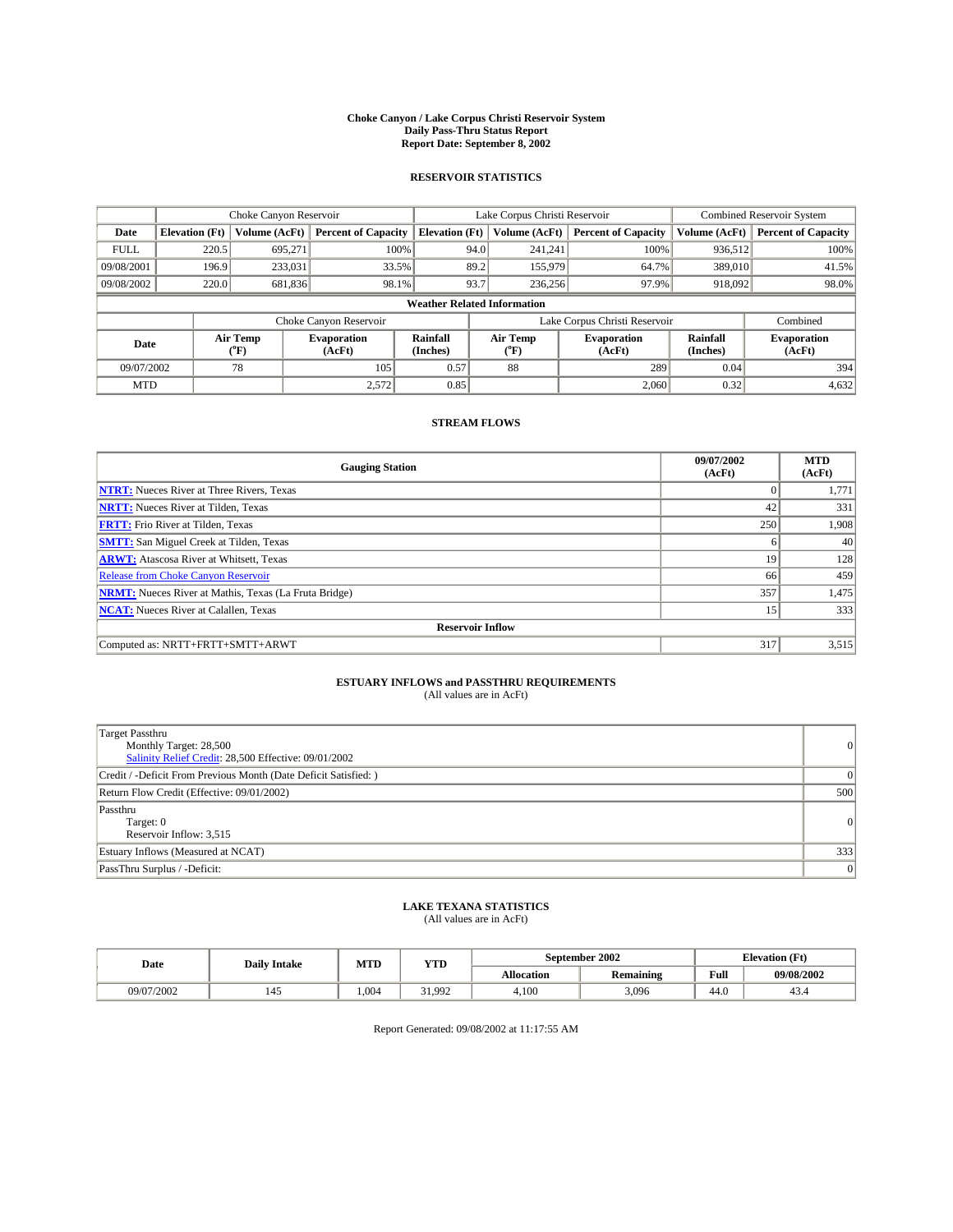# Choke Canyon / Lake Corpus Christi Reservoir System
## Daily Pass-Thru Status Report
### Report Date: September 8, 2002

## RESERVOIR STATISTICS

| | Choke Canyon Reservoir | | | Lake Corpus Christi Reservoir | | | Combined Reservoir System | |
|---|---|---|---|---|---|---|---|---|
| Date | Elevation (Ft) | Volume (AcFt) | Percent of Capacity | Elevation (Ft) | Volume (AcFt) | Percent of Capacity | Volume (AcFt) | Percent of Capacity |
| FULL | 220.5 | 695,271 | 100% | 94.0 | 241,241 | 100% | 936,512 | 100% |
| 09/08/2001 | 196.9 | 233,031 | 33.5% | 89.2 | 155,979 | 64.7% | 389,010 | 41.5% |
| 09/08/2002 | 220.0 | 681,836 | 98.1% | 93.7 | 236,256 | 97.9% | 918,092 | 98.0% |

**Weather Related Information**

| | Choke Canyon Reservoir | | | Lake Corpus Christi Reservoir | | | Combined |
|---|---|---|---|---|---|---|---|
| Date | Air Temp (°F) | Evaporation (AcFt) | Rainfall (Inches) | Air Temp (°F) | Evaporation (AcFt) | Rainfall (Inches) | Evaporation (AcFt) |
| 09/07/2002 | 78 | 105 | 0.57 | 88 | 289 | 0.04 | 394 |
| MTD | | 2,572 | 0.85 | | 2,060 | 0.32 | 4,632 |

## STREAM FLOWS

| Gauging Station | 09/07/2002 (AcFt) | MTD (AcFt) |
|---|---|---|
| **NTRT:** Nueces River at Three Rivers, Texas | 0 | 1,771 |
| **NRTT:** Nueces River at Tilden, Texas | 42 | 331 |
| **FRTT:** Frio River at Tilden, Texas | 250 | 1,908 |
| **SMTT:** San Miguel Creek at Tilden, Texas | 6 | 40 |
| **ARWT:** Atascosa River at Whitsett, Texas | 19 | 128 |
| Release from Choke Canyon Reservoir | 66 | 459 |
| **NRMT:** Nueces River at Mathis, Texas (La Fruta Bridge) | 357 | 1,475 |
| **NCAT:** Nueces River at Calallen, Texas | 15 | 333 |
| **Reservoir Inflow** | | |
| Computed as: NRTT+FRTT+SMTT+ARWT | 317 | 3,515 |

## ESTUARY INFLOWS and PASSTHRU REQUIREMENTS
(All values are in AcFt)

| | |
|---|---|
| Target Passthru<br>Monthly Target: 28,500<br>Salinity Relief Credit: 28,500 Effective: 09/01/2002 | 0 |
| Credit / -Deficit From Previous Month (Date Deficit Satisfied: ) | 0 |
| Return Flow Credit (Effective: 09/01/2002) | 500 |
| Passthru<br>Target: 0<br>Reservoir Inflow: 3,515 | 0 |
| Estuary Inflows (Measured at NCAT) | 333 |
| PassThru Surplus / -Deficit: | 0 |

## LAKE TEXANA STATISTICS
(All values are in AcFt)

| Date | Daily Intake | MTD | YTD | September 2002 | | Elevation (Ft) | |
|---|---|---|---|---|---|---|---|
| | | | | Allocation | Remaining | Full | 09/08/2002 |
| 09/07/2002 | 145 | 1,004 | 31,992 | 4,100 | 3,096 | 44.0 | 43.4 |

Report Generated: 09/08/2002 at 11:17:55 AM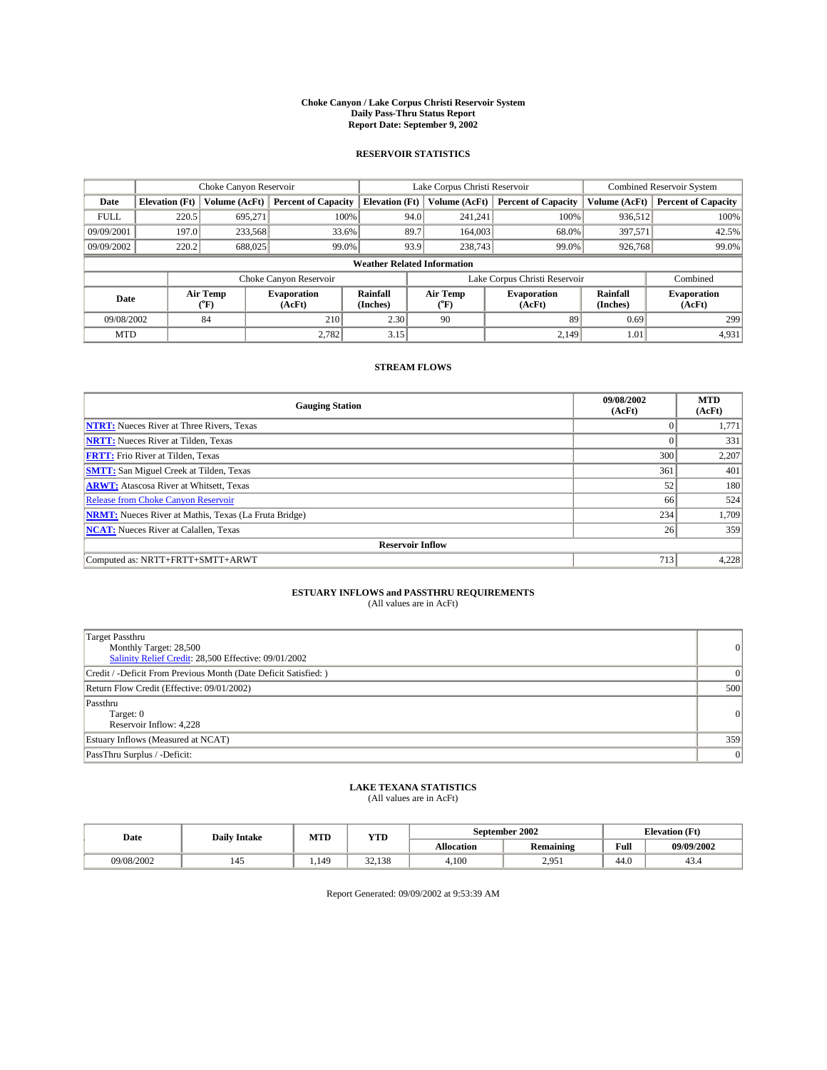**Choke Canyon / Lake Corpus Christi Reservoir System**
**Daily Pass-Thru Status Report**
**Report Date: September 9, 2002**

## RESERVOIR STATISTICS

| | Choke Canyon Reservoir | | | Lake Corpus Christi Reservoir | | | Combined Reservoir System | |
|---|---|---|---|---|---|---|---|---|
| Date | Elevation (Ft) | Volume (AcFt) | Percent of Capacity | Elevation (Ft) | Volume (AcFt) | Percent of Capacity | Volume (AcFt) | Percent of Capacity |
| FULL | 220.5 | 695,271 | 100% | 94.0 | 241,241 | 100% | 936,512 | 100% |
| 09/09/2001 | 197.0 | 233,568 | 33.6% | 89.7 | 164,003 | 68.0% | 397,571 | 42.5% |
| 09/09/2002 | 220.2 | 688,025 | 99.0% | 93.9 | 238,743 | 99.0% | 926,768 | 99.0% |

**Weather Related Information**

| | Choke Canyon Reservoir | | | Lake Corpus Christi Reservoir | | | Combined |
|---|---|---|---|---|---|---|---|
| Date | Air Temp (°F) | Evaporation (AcFt) | Rainfall (Inches) | Air Temp (°F) | Evaporation (AcFt) | Rainfall (Inches) | Evaporation (AcFt) |
| 09/08/2002 | 84 | 210 | 2.30 | 90 | 89 | 0.69 | 299 |
| MTD | | 2,782 | 3.15 | | 2,149 | 1.01 | 4,931 |

## STREAM FLOWS

| Gauging Station | 09/08/2002 (AcFt) | MTD (AcFt) |
|---|---|---|
| **NTRT:** Nueces River at Three Rivers, Texas | 0 | 1,771 |
| **NRTT:** Nueces River at Tilden, Texas | 0 | 331 |
| **FRTT:** Frio River at Tilden, Texas | 300 | 2,207 |
| **SMTT:** San Miguel Creek at Tilden, Texas | 361 | 401 |
| **ARWT:** Atascosa River at Whitsett, Texas | 52 | 180 |
| Release from Choke Canyon Reservoir | 66 | 524 |
| **NRMT:** Nueces River at Mathis, Texas (La Fruta Bridge) | 234 | 1,709 |
| **NCAT:** Nueces River at Calallen, Texas | 26 | 359 |
| **Reservoir Inflow** | | |
| Computed as: NRTT+FRTT+SMTT+ARWT | 713 | 4,228 |

## ESTUARY INFLOWS and PASSTHRU REQUIREMENTS
(All values are in AcFt)

| | |
|---|---|
| Target Passthru<br>Monthly Target: 28,500<br>Salinity Relief Credit: 28,500 Effective: 09/01/2002 | 0 |
| Credit / -Deficit From Previous Month (Date Deficit Satisfied: ) | 0 |
| Return Flow Credit (Effective: 09/01/2002) | 500 |
| Passthru<br>Target: 0<br>Reservoir Inflow: 4,228 | 0 |
| Estuary Inflows (Measured at NCAT) | 359 |
| PassThru Surplus / -Deficit: | 0 |

## LAKE TEXANA STATISTICS
(All values are in AcFt)

| Date | Daily Intake | MTD | YTD | September 2002 | | Elevation (Ft) | |
|---|---|---|---|---|---|---|---|
| | | | | Allocation | Remaining | Full | 09/09/2002 |
| 09/08/2002 | 145 | 1,149 | 32,138 | 4,100 | 2,951 | 44.0 | 43.4 |

Report Generated: 09/09/2002 at 9:53:39 AM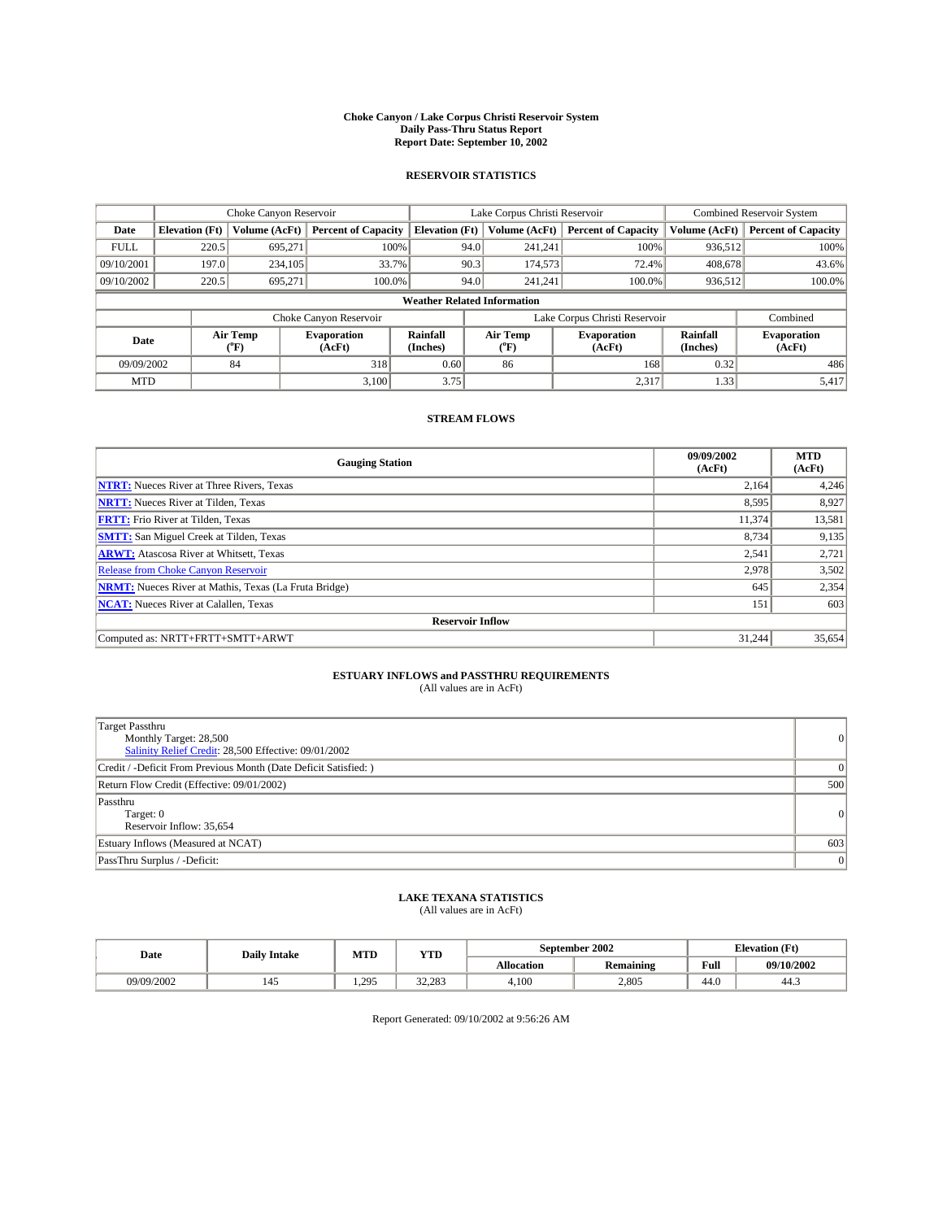# Choke Canyon / Lake Corpus Christi Reservoir System
## Daily Pass-Thru Status Report
### Report Date: September 10, 2002

## RESERVOIR STATISTICS

| | Choke Canyon Reservoir | | | Lake Corpus Christi Reservoir | | | Combined Reservoir System | |
|---|---|---|---|---|---|---|---|---|
| **Date** | **Elevation (Ft)** | **Volume (AcFt)** | **Percent of Capacity** | **Elevation (Ft)** | **Volume (AcFt)** | **Percent of Capacity** | **Volume (AcFt)** | **Percent of Capacity** |
| FULL | 220.5 | 695,271 | 100% | 94.0 | 241,241 | 100% | 936,512 | 100% |
| 09/10/2001 | 197.0 | 234,105 | 33.7% | 90.3 | 174,573 | 72.4% | 408,678 | 43.6% |
| 09/10/2002 | 220.5 | 695,271 | 100.0% | 94.0 | 241,241 | 100.0% | 936,512 | 100.0% |

**Weather Related Information**

| | Choke Canyon Reservoir | | | Lake Corpus Christi Reservoir | | | Combined |
|---|---|---|---|---|---|---|---|
| **Date** | **Air Temp (°F)** | **Evaporation (AcFt)** | **Rainfall (Inches)** | **Air Temp (°F)** | **Evaporation (AcFt)** | **Rainfall (Inches)** | **Evaporation (AcFt)** |
| 09/09/2002 | 84 | 318 | 0.60 | 86 | 168 | 0.32 | 486 |
| MTD | | 3,100 | 3.75 | | 2,317 | 1.33 | 5,417 |

## STREAM FLOWS

| Gauging Station | 09/09/2002 (AcFt) | MTD (AcFt) |
|---|---|---|
| **NTRT:** Nueces River at Three Rivers, Texas | 2,164 | 4,246 |
| **NRTT:** Nueces River at Tilden, Texas | 8,595 | 8,927 |
| **FRTT:** Frio River at Tilden, Texas | 11,374 | 13,581 |
| **SMTT:** San Miguel Creek at Tilden, Texas | 8,734 | 9,135 |
| **ARWT:** Atascosa River at Whitsett, Texas | 2,541 | 2,721 |
| Release from Choke Canyon Reservoir | 2,978 | 3,502 |
| **NRMT:** Nueces River at Mathis, Texas (La Fruta Bridge) | 645 | 2,354 |
| **NCAT:** Nueces River at Calallen, Texas | 151 | 603 |
| **Reservoir Inflow** | | |
| Computed as: NRTT+FRTT+SMTT+ARWT | 31,244 | 35,654 |

## ESTUARY INFLOWS and PASSTHRU REQUIREMENTS
(All values are in AcFt)

| | |
|---|---|
| Target Passthru<br>Monthly Target: 28,500<br>Salinity Relief Credit: 28,500 Effective: 09/01/2002 | 0 |
| Credit / -Deficit From Previous Month (Date Deficit Satisfied: ) | 0 |
| Return Flow Credit (Effective: 09/01/2002) | 500 |
| Passthru<br>Target: 0<br>Reservoir Inflow: 35,654 | 0 |
| Estuary Inflows (Measured at NCAT) | 603 |
| PassThru Surplus / -Deficit: | 0 |

## LAKE TEXANA STATISTICS
(All values are in AcFt)

| Date | Daily Intake | MTD | YTD | September 2002 | | Elevation (Ft) | |
|---|---|---|---|---|---|---|---|
| | | | | **Allocation** | **Remaining** | **Full** | **09/10/2002** |
| 09/09/2002 | 145 | 1,295 | 32,283 | 4,100 | 2,805 | 44.0 | 44.3 |

Report Generated: 09/10/2002 at 9:56:26 AM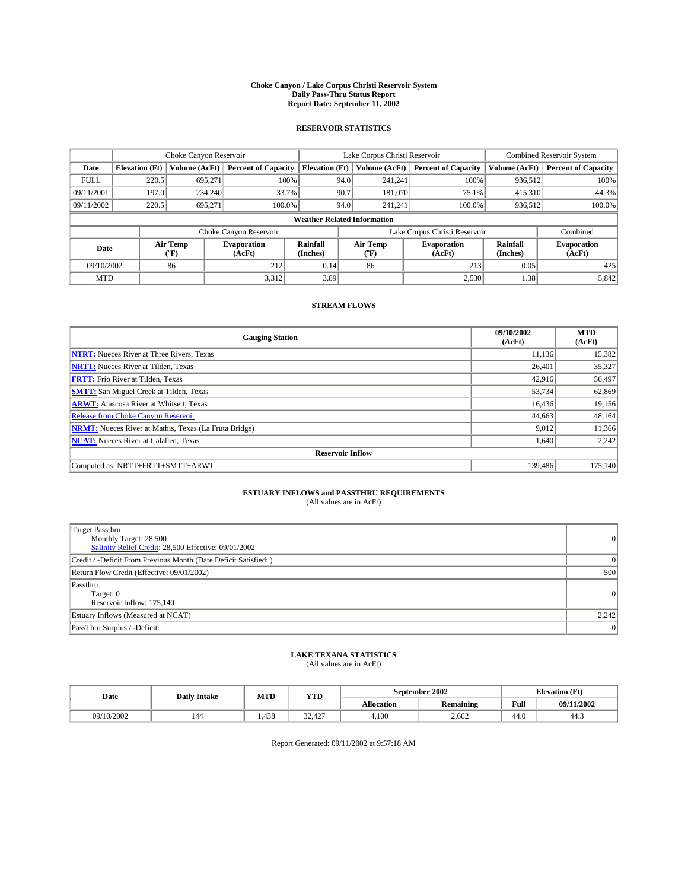# Choke Canyon / Lake Corpus Christi Reservoir System
## Daily Pass-Thru Status Report
### Report Date: September 11, 2002

## RESERVOIR STATISTICS

| | Choke Canyon Reservoir | | | Lake Corpus Christi Reservoir | | | Combined Reservoir System | |
|---|---|---|---|---|---|---|---|---|
| Date | Elevation (Ft) | Volume (AcFt) | Percent of Capacity | Elevation (Ft) | Volume (AcFt) | Percent of Capacity | Volume (AcFt) | Percent of Capacity |
| FULL | 220.5 | 695,271 | 100% | 94.0 | 241,241 | 100% | 936,512 | 100% |
| 09/11/2001 | 197.0 | 234,240 | 33.7% | 90.7 | 181,070 | 75.1% | 415,310 | 44.3% |
| 09/11/2002 | 220.5 | 695,271 | 100.0% | 94.0 | 241,241 | 100.0% | 936,512 | 100.0% |

**Weather Related Information**

| | Choke Canyon Reservoir | | | Lake Corpus Christi Reservoir | | | Combined |
|---|---|---|---|---|---|---|---|
| Date | Air Temp (°F) | Evaporation (AcFt) | Rainfall (Inches) | Air Temp (°F) | Evaporation (AcFt) | Rainfall (Inches) | Evaporation (AcFt) |
| 09/10/2002 | 86 | 212 | 0.14 | 86 | 213 | 0.05 | 425 |
| MTD | | 3,312 | 3.89 | | 2,530 | 1.38 | 5,842 |

## STREAM FLOWS

| Gauging Station | 09/10/2002 (AcFt) | MTD (AcFt) |
|---|---|---|
| **NTRT:** Nueces River at Three Rivers, Texas | 11,136 | 15,382 |
| **NRTT:** Nueces River at Tilden, Texas | 26,401 | 35,327 |
| **FRTT:** Frio River at Tilden, Texas | 42,916 | 56,497 |
| **SMTT:** San Miguel Creek at Tilden, Texas | 53,734 | 62,869 |
| **ARWT:** Atascosa River at Whitsett, Texas | 16,436 | 19,156 |
| Release from Choke Canyon Reservoir | 44,663 | 48,164 |
| **NRMT:** Nueces River at Mathis, Texas (La Fruta Bridge) | 9,012 | 11,366 |
| **NCAT:** Nueces River at Calallen, Texas | 1,640 | 2,242 |
| **Reservoir Inflow** | | |
| Computed as: NRTT+FRTT+SMTT+ARWT | 139,486 | 175,140 |

## ESTUARY INFLOWS and PASSTHRU REQUIREMENTS
(All values are in AcFt)

| | |
|---|---|
| Target Passthru<br>Monthly Target: 28,500<br>Salinity Relief Credit: 28,500 Effective: 09/01/2002 | 0 |
| Credit / -Deficit From Previous Month (Date Deficit Satisfied: ) | 0 |
| Return Flow Credit (Effective: 09/01/2002) | 500 |
| Passthru<br>Target: 0<br>Reservoir Inflow: 175,140 | 0 |
| Estuary Inflows (Measured at NCAT) | 2,242 |
| PassThru Surplus / -Deficit: | 0 |

## LAKE TEXANA STATISTICS
(All values are in AcFt)

| Date | Daily Intake | MTD | YTD | September 2002 | | Elevation (Ft) | |
|---|---|---|---|---|---|---|---|
| | | | | Allocation | Remaining | Full | 09/11/2002 |
| 09/10/2002 | 144 | 1,438 | 32,427 | 4,100 | 2,662 | 44.0 | 44.3 |

Report Generated: 09/11/2002 at 9:57:18 AM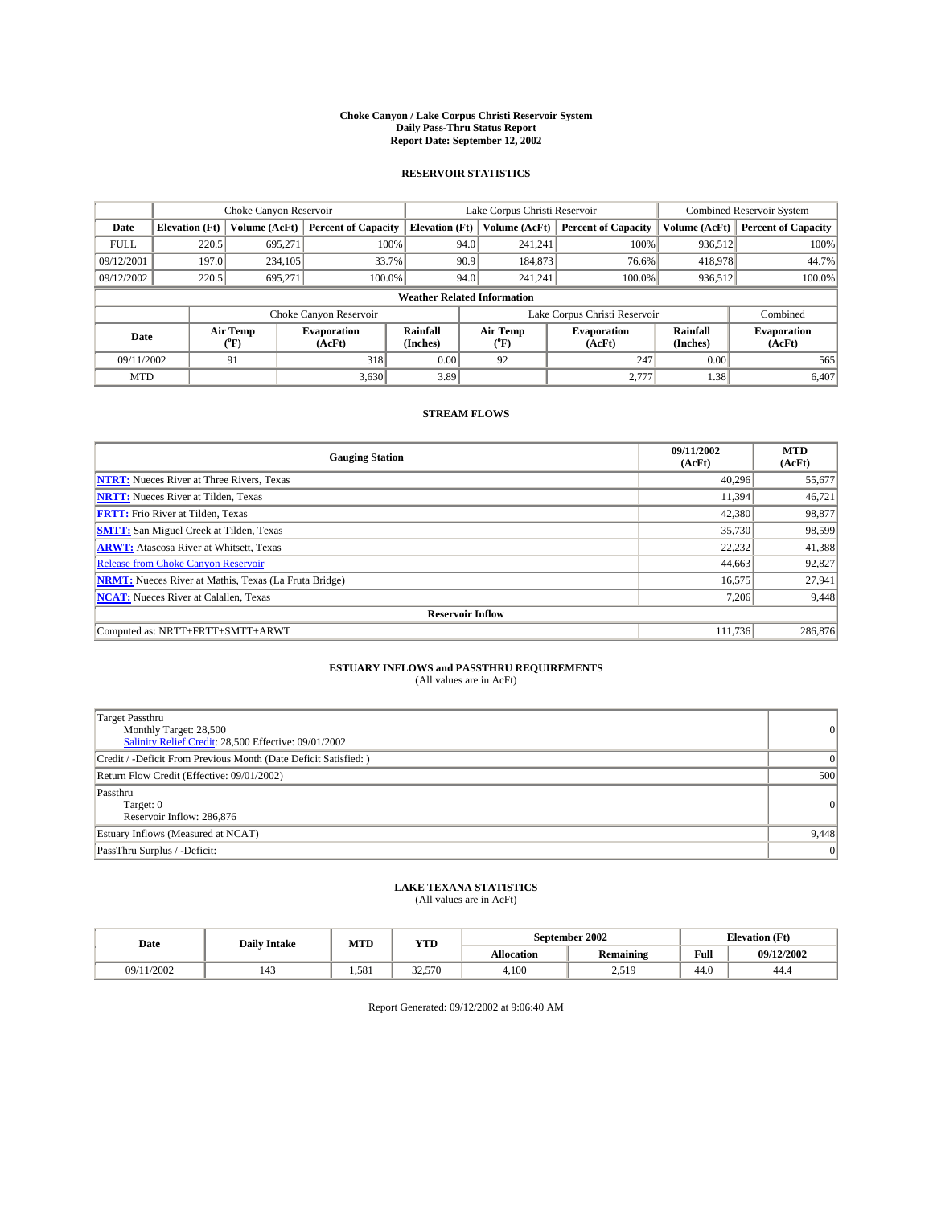# Choke Canyon / Lake Corpus Christi Reservoir System
## Daily Pass-Thru Status Report
### Report Date: September 12, 2002

## RESERVOIR STATISTICS

| | Choke Canyon Reservoir | | | Lake Corpus Christi Reservoir | | | Combined Reservoir System | |
|---|---|---|---|---|---|---|---|---|
| Date | Elevation (Ft) | Volume (AcFt) | Percent of Capacity | Elevation (Ft) | Volume (AcFt) | Percent of Capacity | Volume (AcFt) | Percent of Capacity |
| FULL | 220.5 | 695,271 | 100% | 94.0 | 241,241 | 100% | 936,512 | 100% |
| 09/12/2001 | 197.0 | 234,105 | 33.7% | 90.9 | 184,873 | 76.6% | 418,978 | 44.7% |
| 09/12/2002 | 220.5 | 695,271 | 100.0% | 94.0 | 241,241 | 100.0% | 936,512 | 100.0% |

**Weather Related Information**

| | Choke Canyon Reservoir | | | Lake Corpus Christi Reservoir | | | Combined |
|---|---|---|---|---|---|---|---|
| Date | Air Temp (°F) | Evaporation (AcFt) | Rainfall (Inches) | Air Temp (°F) | Evaporation (AcFt) | Rainfall (Inches) | Evaporation (AcFt) |
| 09/11/2002 | 91 | 318 | 0.00 | 92 | 247 | 0.00 | 565 |
| MTD | | 3,630 | 3.89 | | 2,777 | 1.38 | 6,407 |

## STREAM FLOWS

| Gauging Station | 09/11/2002 (AcFt) | MTD (AcFt) |
|---|---|---|
| NTRT: Nueces River at Three Rivers, Texas | 40,296 | 55,677 |
| NRTT: Nueces River at Tilden, Texas | 11,394 | 46,721 |
| FRTT: Frio River at Tilden, Texas | 42,380 | 98,877 |
| SMTT: San Miguel Creek at Tilden, Texas | 35,730 | 98,599 |
| ARWT: Atascosa River at Whitsett, Texas | 22,232 | 41,388 |
| Release from Choke Canyon Reservoir | 44,663 | 92,827 |
| NRMT: Nueces River at Mathis, Texas (La Fruta Bridge) | 16,575 | 27,941 |
| NCAT: Nueces River at Calallen, Texas | 7,206 | 9,448 |
| **Reservoir Inflow** | | |
| Computed as: NRTT+FRTT+SMTT+ARWT | 111,736 | 286,876 |

## ESTUARY INFLOWS and PASSTHRU REQUIREMENTS
(All values are in AcFt)

| | |
|---|---|
| Target Passthru<br>Monthly Target: 28,500<br>Salinity Relief Credit: 28,500 Effective: 09/01/2002 | 0 |
| Credit / -Deficit From Previous Month (Date Deficit Satisfied: ) | 0 |
| Return Flow Credit (Effective: 09/01/2002) | 500 |
| Passthru<br>Target: 0<br>Reservoir Inflow: 286,876 | 0 |
| Estuary Inflows (Measured at NCAT) | 9,448 |
| PassThru Surplus / -Deficit: | 0 |

## LAKE TEXANA STATISTICS
(All values are in AcFt)

| Date | Daily Intake | MTD | YTD | September 2002 | | Elevation (Ft) | |
|---|---|---|---|---|---|---|---|
| | | | | Allocation | Remaining | Full | 09/12/2002 |
| 09/11/2002 | 143 | 1,581 | 32,570 | 4,100 | 2,519 | 44.0 | 44.4 |

Report Generated: 09/12/2002 at 9:06:40 AM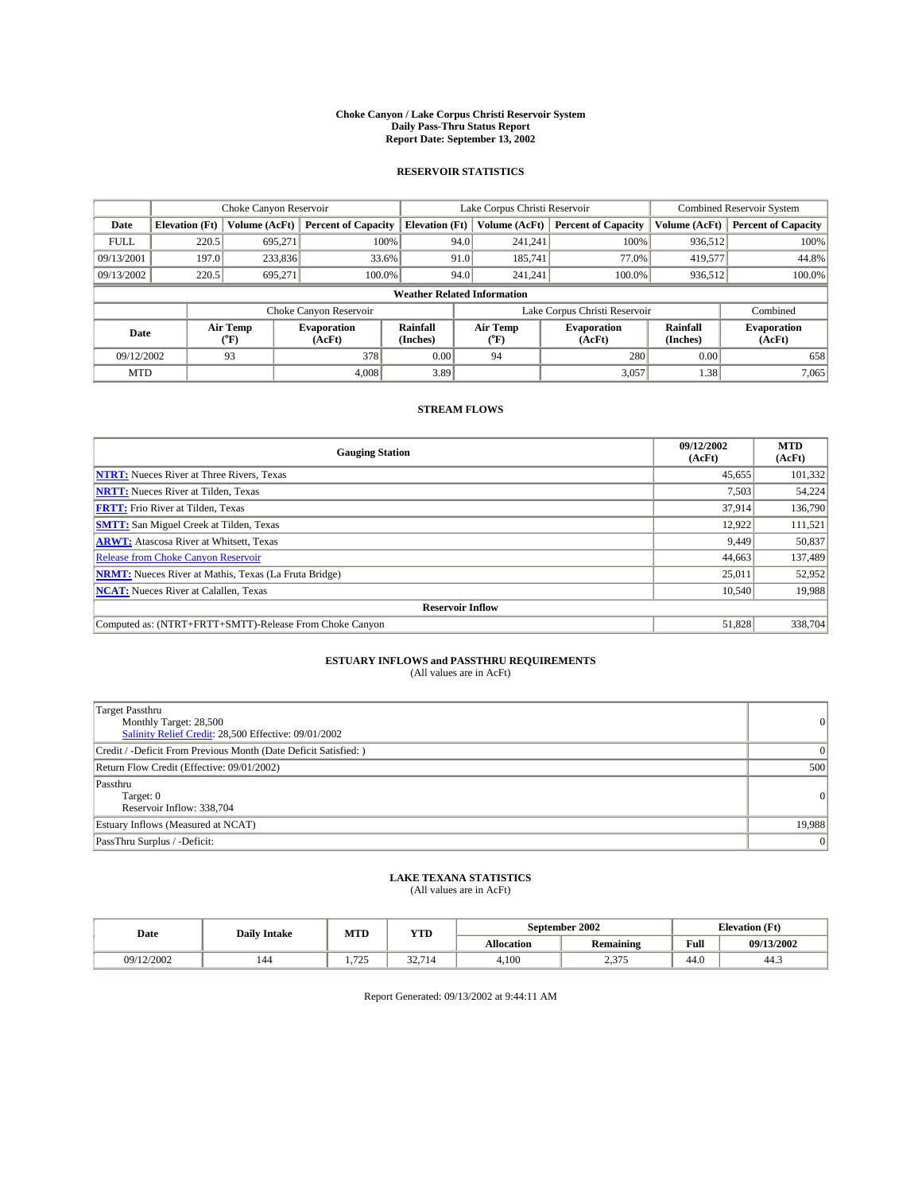# Choke Canyon / Lake Corpus Christi Reservoir System
## Daily Pass-Thru Status Report
### Report Date: September 13, 2002

## RESERVOIR STATISTICS

| | Choke Canyon Reservoir | | | Lake Corpus Christi Reservoir | | | Combined Reservoir System | |
|---|---|---|---|---|---|---|---|---|
| Date | Elevation (Ft) | Volume (AcFt) | Percent of Capacity | Elevation (Ft) | Volume (AcFt) | Percent of Capacity | Volume (AcFt) | Percent of Capacity |
| FULL | 220.5 | 695,271 | 100% | 94.0 | 241,241 | 100% | 936,512 | 100% |
| 09/13/2001 | 197.0 | 233,836 | 33.6% | 91.0 | 185,741 | 77.0% | 419,577 | 44.8% |
| 09/13/2002 | 220.5 | 695,271 | 100.0% | 94.0 | 241,241 | 100.0% | 936,512 | 100.0% |

**Weather Related Information**

| | Choke Canyon Reservoir | | | Lake Corpus Christi Reservoir | | | Combined |
|---|---|---|---|---|---|---|---|
| Date | Air Temp (°F) | Evaporation (AcFt) | Rainfall (Inches) | Air Temp (°F) | Evaporation (AcFt) | Rainfall (Inches) | Evaporation (AcFt) |
| 09/12/2002 | 93 | 378 | 0.00 | 94 | 280 | 0.00 | 658 |
| MTD | | 4,008 | 3.89 | | 3,057 | 1.38 | 7,065 |

## STREAM FLOWS

| Gauging Station | 09/12/2002 (AcFt) | MTD (AcFt) |
|---|---|---|
| NTRT: Nueces River at Three Rivers, Texas | 45,655 | 101,332 |
| NRTT: Nueces River at Tilden, Texas | 7,503 | 54,224 |
| FRTT: Frio River at Tilden, Texas | 37,914 | 136,790 |
| SMTT: San Miguel Creek at Tilden, Texas | 12,922 | 111,521 |
| ARWT: Atascosa River at Whitsett, Texas | 9,449 | 50,837 |
| Release from Choke Canyon Reservoir | 44,663 | 137,489 |
| NRMT: Nueces River at Mathis, Texas (La Fruta Bridge) | 25,011 | 52,952 |
| NCAT: Nueces River at Calallen, Texas | 10,540 | 19,988 |
| **Reservoir Inflow** | | |
| Computed as: (NTRT+FRTT+SMTT)-Release From Choke Canyon | 51,828 | 338,704 |

## ESTUARY INFLOWS and PASSTHRU REQUIREMENTS
(All values are in AcFt)

| | |
|---|---|
| Target Passthru<br>Monthly Target: 28,500<br>Salinity Relief Credit: 28,500 Effective: 09/01/2002 | 0 |
| Credit / -Deficit From Previous Month (Date Deficit Satisfied: ) | 0 |
| Return Flow Credit (Effective: 09/01/2002) | 500 |
| Passthru<br>Target: 0<br>Reservoir Inflow: 338,704 | 0 |
| Estuary Inflows (Measured at NCAT) | 19,988 |
| PassThru Surplus / -Deficit: | 0 |

## LAKE TEXANA STATISTICS
(All values are in AcFt)

| Date | Daily Intake | MTD | YTD | September 2002 | | Elevation (Ft) | |
|---|---|---|---|---|---|---|---|
| | | | | Allocation | Remaining | Full | 09/13/2002 |
| 09/12/2002 | 144 | 1,725 | 32,714 | 4,100 | 2,375 | 44.0 | 44.3 |

Report Generated: 09/13/2002 at 9:44:11 AM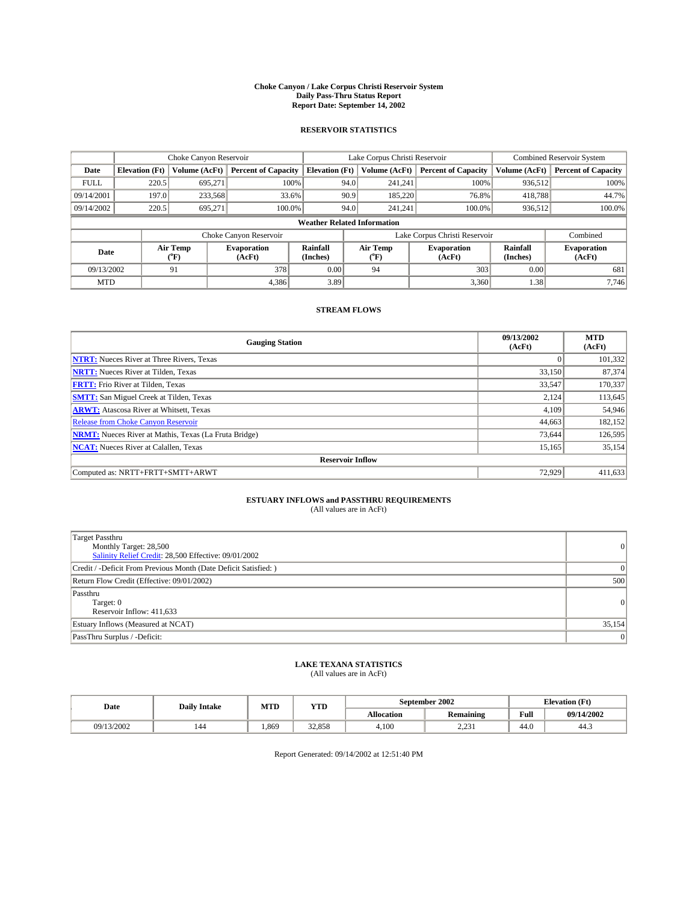# Choke Canyon / Lake Corpus Christi Reservoir System
## Daily Pass-Thru Status Report
### Report Date: September 14, 2002

## RESERVOIR STATISTICS

| | Choke Canyon Reservoir | | | Lake Corpus Christi Reservoir | | | Combined Reservoir System | |
|---|---|---|---|---|---|---|---|---|
| Date | Elevation (Ft) | Volume (AcFt) | Percent of Capacity | Elevation (Ft) | Volume (AcFt) | Percent of Capacity | Volume (AcFt) | Percent of Capacity |
| FULL | 220.5 | 695,271 | 100% | 94.0 | 241,241 | 100% | 936,512 | 100% |
| 09/14/2001 | 197.0 | 233,568 | 33.6% | 90.9 | 185,220 | 76.8% | 418,788 | 44.7% |
| 09/14/2002 | 220.5 | 695,271 | 100.0% | 94.0 | 241,241 | 100.0% | 936,512 | 100.0% |

**Weather Related Information**

| | Choke Canyon Reservoir | | | Lake Corpus Christi Reservoir | | | Combined |
|---|---|---|---|---|---|---|---|
| Date | Air Temp (°F) | Evaporation (AcFt) | Rainfall (Inches) | Air Temp (°F) | Evaporation (AcFt) | Rainfall (Inches) | Evaporation (AcFt) |
| 09/13/2002 | 91 | 378 | 0.00 | 94 | 303 | 0.00 | 681 |
| MTD | | 4,386 | 3.89 | | 3,360 | 1.38 | 7,746 |

## STREAM FLOWS

| Gauging Station | 09/13/2002 (AcFt) | MTD (AcFt) |
|---|---|---|
| NTRT: Nueces River at Three Rivers, Texas | 0 | 101,332 |
| NRTT: Nueces River at Tilden, Texas | 33,150 | 87,374 |
| FRTT: Frio River at Tilden, Texas | 33,547 | 170,337 |
| SMTT: San Miguel Creek at Tilden, Texas | 2,124 | 113,645 |
| ARWT: Atascosa River at Whitsett, Texas | 4,109 | 54,946 |
| Release from Choke Canyon Reservoir | 44,663 | 182,152 |
| NRMT: Nueces River at Mathis, Texas (La Fruta Bridge) | 73,644 | 126,595 |
| NCAT: Nueces River at Calallen, Texas | 15,165 | 35,154 |
| **Reservoir Inflow** | | |
| Computed as: NRTT+FRTT+SMTT+ARWT | 72,929 | 411,633 |

## ESTUARY INFLOWS and PASSTHRU REQUIREMENTS
(All values are in AcFt)

| | |
|---|---|
| Target Passthru<br>Monthly Target: 28,500<br>Salinity Relief Credit: 28,500 Effective: 09/01/2002 | 0 |
| Credit / -Deficit From Previous Month (Date Deficit Satisfied: ) | 0 |
| Return Flow Credit (Effective: 09/01/2002) | 500 |
| Passthru<br>Target: 0<br>Reservoir Inflow: 411,633 | 0 |
| Estuary Inflows (Measured at NCAT) | 35,154 |
| PassThru Surplus / -Deficit: | 0 |

## LAKE TEXANA STATISTICS
(All values are in AcFt)

| Date | Daily Intake | MTD | YTD | September 2002 | | Elevation (Ft) | |
|---|---|---|---|---|---|---|---|
| | | | | Allocation | Remaining | Full | 09/14/2002 |
| 09/13/2002 | 144 | 1,869 | 32,858 | 4,100 | 2,231 | 44.0 | 44.3 |

Report Generated: 09/14/2002 at 12:51:40 PM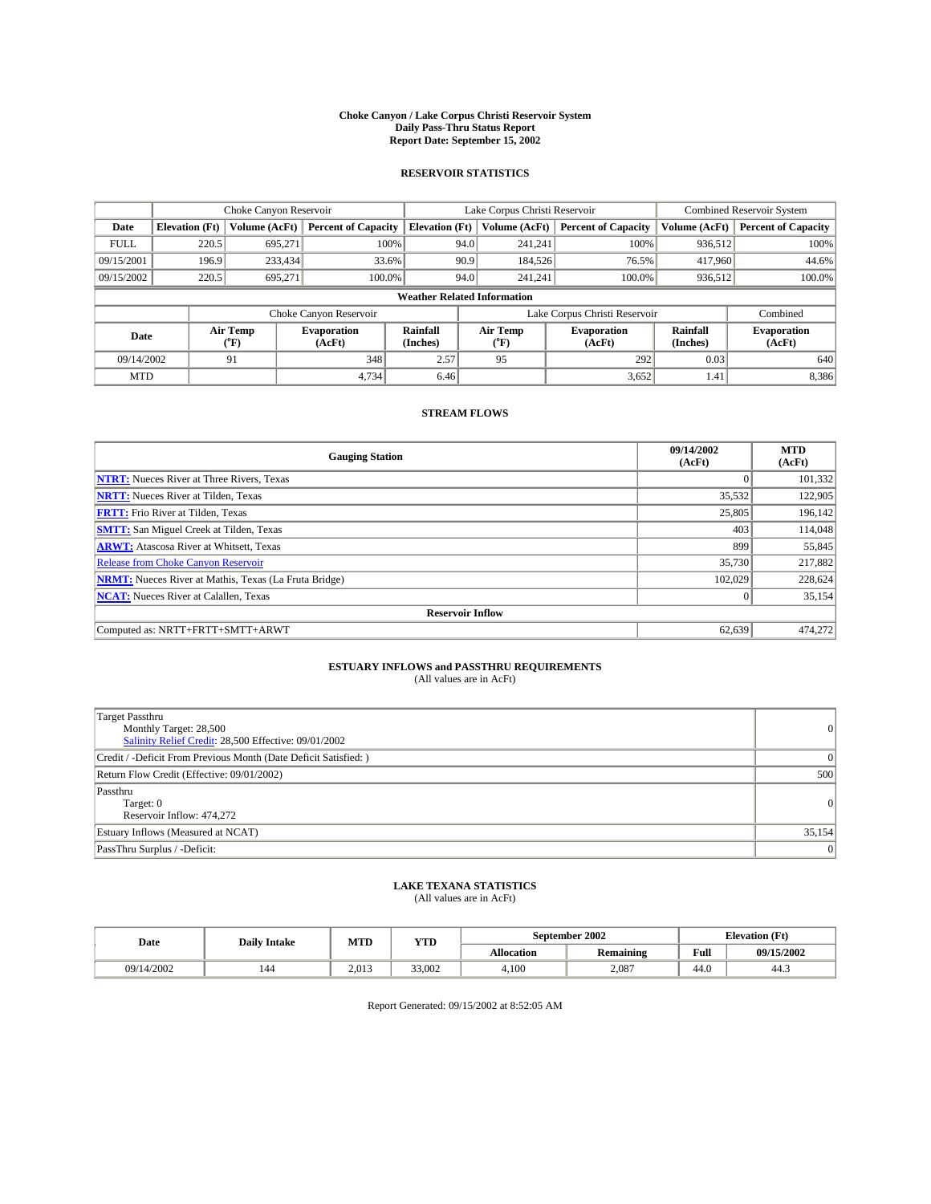# Choke Canyon / Lake Corpus Christi Reservoir System
## Daily Pass-Thru Status Report
## Report Date: September 15, 2002

### RESERVOIR STATISTICS

| | Choke Canyon Reservoir | | | Lake Corpus Christi Reservoir | | | Combined Reservoir System | |
|---|---|---|---|---|---|---|---|---|
| Date | Elevation (Ft) | Volume (AcFt) | Percent of Capacity | Elevation (Ft) | Volume (AcFt) | Percent of Capacity | Volume (AcFt) | Percent of Capacity |
| FULL | 220.5 | 695,271 | 100% | 94.0 | 241,241 | 100% | 936,512 | 100% |
| 09/15/2001 | 196.9 | 233,434 | 33.6% | 90.9 | 184,526 | 76.5% | 417,960 | 44.6% |
| 09/15/2002 | 220.5 | 695,271 | 100.0% | 94.0 | 241,241 | 100.0% | 936,512 | 100.0% |

**Weather Related Information**

| | Choke Canyon Reservoir | | | Lake Corpus Christi Reservoir | | | Combined |
|---|---|---|---|---|---|---|---|
| Date | Air Temp (°F) | Evaporation (AcFt) | Rainfall (Inches) | Air Temp (°F) | Evaporation (AcFt) | Rainfall (Inches) | Evaporation (AcFt) |
| 09/14/2002 | 91 | 348 | 2.57 | 95 | 292 | 0.03 | 640 |
| MTD | | 4,734 | 6.46 | | 3,652 | 1.41 | 8,386 |

### STREAM FLOWS

| Gauging Station | 09/14/2002 (AcFt) | MTD (AcFt) |
|---|---|---|
| NTRT: Nueces River at Three Rivers, Texas | 0 | 101,332 |
| NRTT: Nueces River at Tilden, Texas | 35,532 | 122,905 |
| FRTT: Frio River at Tilden, Texas | 25,805 | 196,142 |
| SMTT: San Miguel Creek at Tilden, Texas | 403 | 114,048 |
| ARWT: Atascosa River at Whitsett, Texas | 899 | 55,845 |
| Release from Choke Canyon Reservoir | 35,730 | 217,882 |
| NRMT: Nueces River at Mathis, Texas (La Fruta Bridge) | 102,029 | 228,624 |
| NCAT: Nueces River at Calallen, Texas | 0 | 35,154 |
| **Reservoir Inflow** | | |
| Computed as: NRTT+FRTT+SMTT+ARWT | 62,639 | 474,272 |

### ESTUARY INFLOWS and PASSTHRU REQUIREMENTS
(All values are in AcFt)

| | |
|---|---|
| Target Passthru<br>Monthly Target: 28,500<br>Salinity Relief Credit: 28,500 Effective: 09/01/2002 | 0 |
| Credit / -Deficit From Previous Month (Date Deficit Satisfied: ) | 0 |
| Return Flow Credit (Effective: 09/01/2002) | 500 |
| Passthru<br>Target: 0<br>Reservoir Inflow: 474,272 | 0 |
| Estuary Inflows (Measured at NCAT) | 35,154 |
| PassThru Surplus / -Deficit: | 0 |

### LAKE TEXANA STATISTICS
(All values are in AcFt)

| Date | Daily Intake | MTD | YTD | September 2002 | | Elevation (Ft) | |
|---|---|---|---|---|---|---|---|
| | | | | Allocation | Remaining | Full | 09/15/2002 |
| 09/14/2002 | 144 | 2,013 | 33,002 | 4,100 | 2,087 | 44.0 | 44.3 |

Report Generated: 09/15/2002 at 8:52:05 AM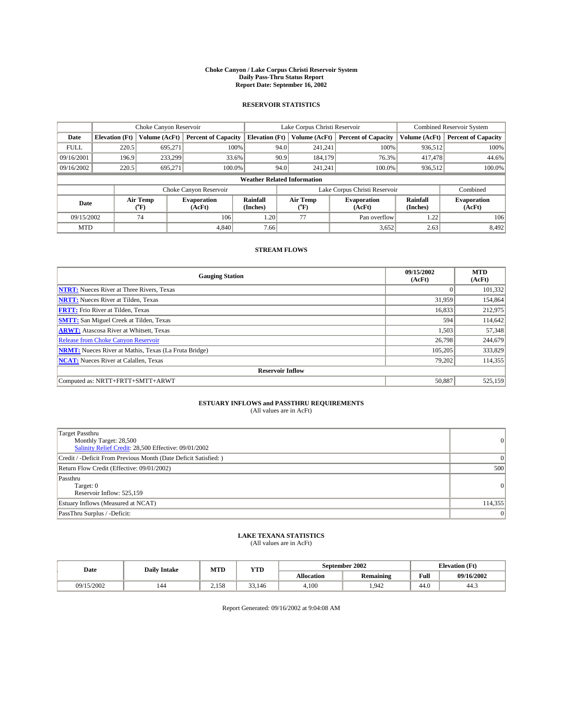# Choke Canyon / Lake Corpus Christi Reservoir System
## Daily Pass-Thru Status Report
### Report Date: September 16, 2002

## RESERVOIR STATISTICS

| | Choke Canyon Reservoir | | | Lake Corpus Christi Reservoir | | | Combined Reservoir System | |
|---|---|---|---|---|---|---|---|---|
| Date | Elevation (Ft) | Volume (AcFt) | Percent of Capacity | Elevation (Ft) | Volume (AcFt) | Percent of Capacity | Volume (AcFt) | Percent of Capacity |
| FULL | 220.5 | 695,271 | 100% | 94.0 | 241,241 | 100% | 936,512 | 100% |
| 09/16/2001 | 196.9 | 233,299 | 33.6% | 90.9 | 184,179 | 76.3% | 417,478 | 44.6% |
| 09/16/2002 | 220.5 | 695,271 | 100.0% | 94.0 | 241,241 | 100.0% | 936,512 | 100.0% |

**Weather Related Information**

| | Choke Canyon Reservoir | | | Lake Corpus Christi Reservoir | | | Combined |
|---|---|---|---|---|---|---|---|
| Date | Air Temp (°F) | Evaporation (AcFt) | Rainfall (Inches) | Air Temp (°F) | Evaporation (AcFt) | Rainfall (Inches) | Evaporation (AcFt) |
| 09/15/2002 | 74 | 106 | 1.20 | 77 | Pan overflow | 1.22 | 106 |
| MTD | | 4,840 | 7.66 | | 3,652 | 2.63 | 8,492 |

## STREAM FLOWS

| Gauging Station | 09/15/2002 (AcFt) | MTD (AcFt) |
|---|---|---|
| **NTRT:** Nueces River at Three Rivers, Texas | 0 | 101,332 |
| **NRTT:** Nueces River at Tilden, Texas | 31,959 | 154,864 |
| **FRTT:** Frio River at Tilden, Texas | 16,833 | 212,975 |
| **SMTT:** San Miguel Creek at Tilden, Texas | 594 | 114,642 |
| **ARWT:** Atascosa River at Whitsett, Texas | 1,503 | 57,348 |
| Release from Choke Canyon Reservoir | 26,798 | 244,679 |
| **NRMT:** Nueces River at Mathis, Texas (La Fruta Bridge) | 105,205 | 333,829 |
| **NCAT:** Nueces River at Calallen, Texas | 79,202 | 114,355 |
| **Reservoir Inflow** | | |
| Computed as: NRTT+FRTT+SMTT+ARWT | 50,887 | 525,159 |

## ESTUARY INFLOWS and PASSTHRU REQUIREMENTS
(All values are in AcFt)

| | |
|---|---|
| Target Passthru<br>Monthly Target: 28,500<br>Salinity Relief Credit: 28,500 Effective: 09/01/2002 | 0 |
| Credit / -Deficit From Previous Month (Date Deficit Satisfied: ) | 0 |
| Return Flow Credit (Effective: 09/01/2002) | 500 |
| Passthru<br>Target: 0<br>Reservoir Inflow: 525,159 | 0 |
| Estuary Inflows (Measured at NCAT) | 114,355 |
| PassThru Surplus / -Deficit: | 0 |

## LAKE TEXANA STATISTICS
(All values are in AcFt)

| Date | Daily Intake | MTD | YTD | September 2002 | | Elevation (Ft) | |
|---|---|---|---|---|---|---|---|
| | | | | Allocation | Remaining | Full | 09/16/2002 |
| 09/15/2002 | 144 | 2,158 | 33,146 | 4,100 | 1,942 | 44.0 | 44.3 |

Report Generated: 09/16/2002 at 9:04:08 AM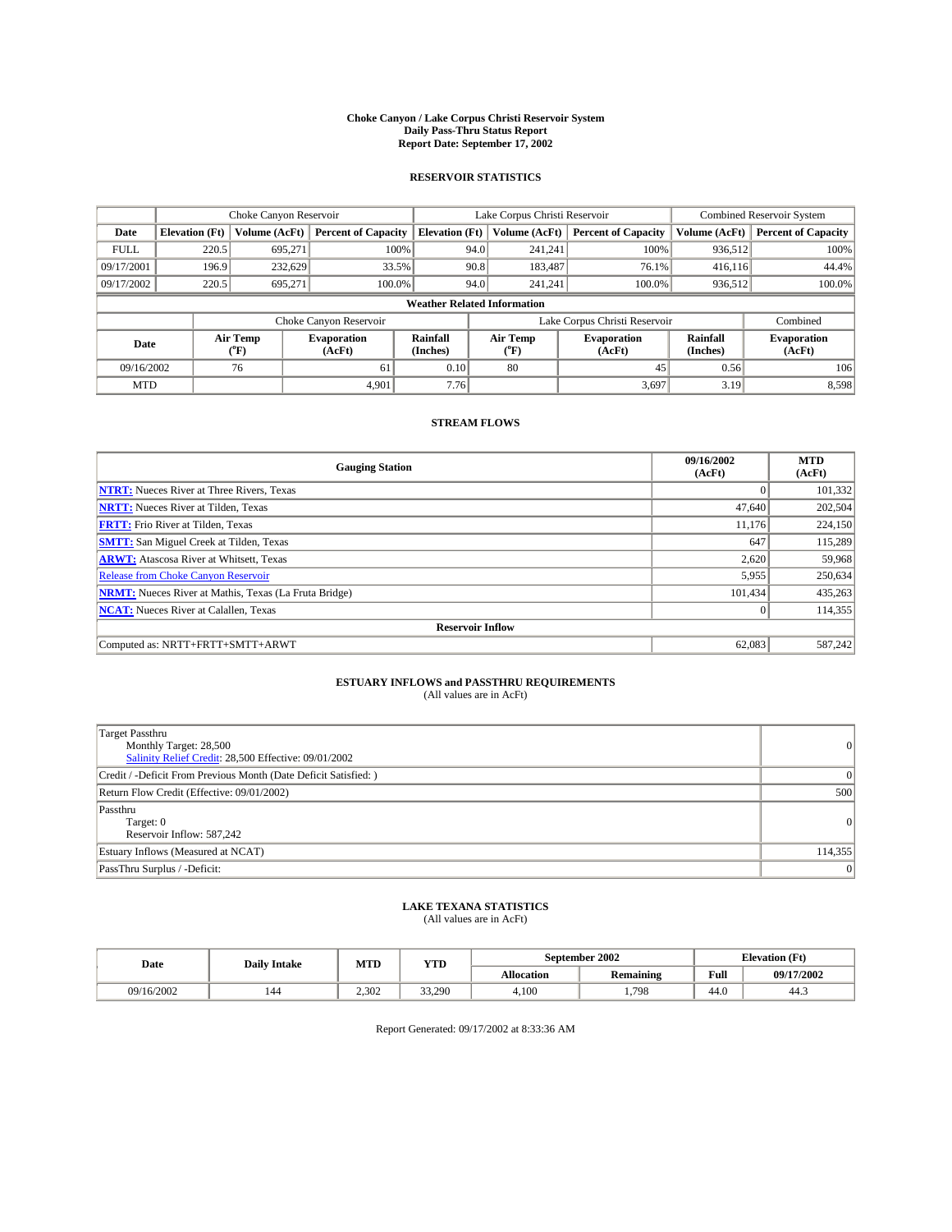# Choke Canyon / Lake Corpus Christi Reservoir System
## Daily Pass-Thru Status Report
### Report Date: September 17, 2002

## RESERVOIR STATISTICS

| | Choke Canyon Reservoir | | | Lake Corpus Christi Reservoir | | | Combined Reservoir System | |
|---|---|---|---|---|---|---|---|---|
| Date | Elevation (Ft) | Volume (AcFt) | Percent of Capacity | Elevation (Ft) | Volume (AcFt) | Percent of Capacity | Volume (AcFt) | Percent of Capacity |
| FULL | 220.5 | 695,271 | 100% | 94.0 | 241,241 | 100% | 936,512 | 100% |
| 09/17/2001 | 196.9 | 232,629 | 33.5% | 90.8 | 183,487 | 76.1% | 416,116 | 44.4% |
| 09/17/2002 | 220.5 | 695,271 | 100.0% | 94.0 | 241,241 | 100.0% | 936,512 | 100.0% |

**Weather Related Information**

| | Choke Canyon Reservoir | | | Lake Corpus Christi Reservoir | | | Combined |
|---|---|---|---|---|---|---|---|
| Date | Air Temp (°F) | Evaporation (AcFt) | Rainfall (Inches) | Air Temp (°F) | Evaporation (AcFt) | Rainfall (Inches) | Evaporation (AcFt) |
| 09/16/2002 | 76 | 61 | 0.10 | 80 | 45 | 0.56 | 106 |
| MTD | | 4,901 | 7.76 | | 3,697 | 3.19 | 8,598 |

## STREAM FLOWS

| Gauging Station | 09/16/2002 (AcFt) | MTD (AcFt) |
|---|---|---|
| NTRT: Nueces River at Three Rivers, Texas | 0 | 101,332 |
| NRTT: Nueces River at Tilden, Texas | 47,640 | 202,504 |
| FRTT: Frio River at Tilden, Texas | 11,176 | 224,150 |
| SMTT: San Miguel Creek at Tilden, Texas | 647 | 115,289 |
| ARWT: Atascosa River at Whitsett, Texas | 2,620 | 59,968 |
| Release from Choke Canyon Reservoir | 5,955 | 250,634 |
| NRMT: Nueces River at Mathis, Texas (La Fruta Bridge) | 101,434 | 435,263 |
| NCAT: Nueces River at Calallen, Texas | 0 | 114,355 |
| **Reservoir Inflow** | | |
| Computed as: NRTT+FRTT+SMTT+ARWT | 62,083 | 587,242 |

## ESTUARY INFLOWS and PASSTHRU REQUIREMENTS
(All values are in AcFt)

| | |
|---|---|
| Target Passthru<br>Monthly Target: 28,500<br>Salinity Relief Credit: 28,500 Effective: 09/01/2002 | 0 |
| Credit / -Deficit From Previous Month (Date Deficit Satisfied: ) | 0 |
| Return Flow Credit (Effective: 09/01/2002) | 500 |
| Passthru<br>Target: 0<br>Reservoir Inflow: 587,242 | 0 |
| Estuary Inflows (Measured at NCAT) | 114,355 |
| PassThru Surplus / -Deficit: | 0 |

## LAKE TEXANA STATISTICS
(All values are in AcFt)

| Date | Daily Intake | MTD | YTD | September 2002 | | Elevation (Ft) | |
|---|---|---|---|---|---|---|---|
| | | | | Allocation | Remaining | Full | 09/17/2002 |
| 09/16/2002 | 144 | 2,302 | 33,290 | 4,100 | 1,798 | 44.0 | 44.3 |

Report Generated: 09/17/2002 at 8:33:36 AM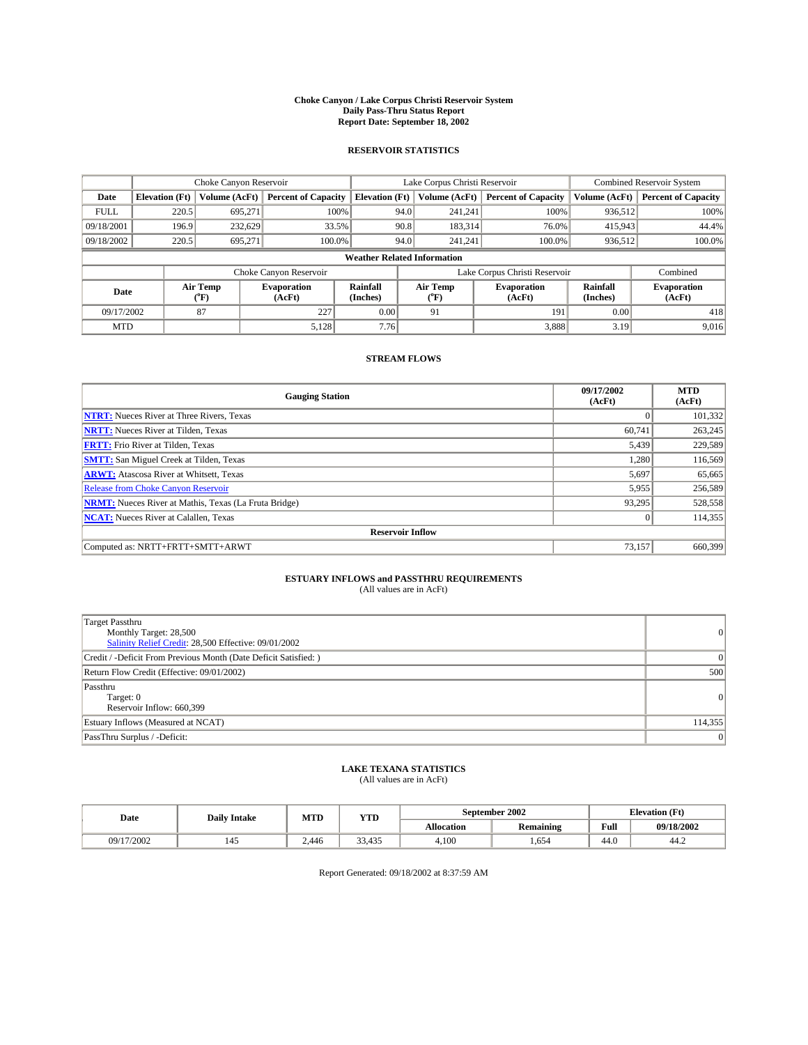# Choke Canyon / Lake Corpus Christi Reservoir System
## Daily Pass-Thru Status Report
### Report Date: September 18, 2002

## RESERVOIR STATISTICS

| | Choke Canyon Reservoir | | | Lake Corpus Christi Reservoir | | | Combined Reservoir System | |
|---|---|---|---|---|---|---|---|---|
| Date | Elevation (Ft) | Volume (AcFt) | Percent of Capacity | Elevation (Ft) | Volume (AcFt) | Percent of Capacity | Volume (AcFt) | Percent of Capacity |
| FULL | 220.5 | 695,271 | 100% | 94.0 | 241,241 | 100% | 936,512 | 100% |
| 09/18/2001 | 196.9 | 232,629 | 33.5% | 90.8 | 183,314 | 76.0% | 415,943 | 44.4% |
| 09/18/2002 | 220.5 | 695,271 | 100.0% | 94.0 | 241,241 | 100.0% | 936,512 | 100.0% |

**Weather Related Information**

| | Choke Canyon Reservoir | | | Lake Corpus Christi Reservoir | | | Combined |
|---|---|---|---|---|---|---|---|
| Date | Air Temp (°F) | Evaporation (AcFt) | Rainfall (Inches) | Air Temp (°F) | Evaporation (AcFt) | Rainfall (Inches) | Evaporation (AcFt) |
| 09/17/2002 | 87 | 227 | 0.00 | 91 | 191 | 0.00 | 418 |
| MTD | | 5,128 | 7.76 | | 3,888 | 3.19 | 9,016 |

## STREAM FLOWS

| Gauging Station | 09/17/2002 (AcFt) | MTD (AcFt) |
|---|---|---|
| **NTRT:** Nueces River at Three Rivers, Texas | 0 | 101,332 |
| **NRTT:** Nueces River at Tilden, Texas | 60,741 | 263,245 |
| **FRTT:** Frio River at Tilden, Texas | 5,439 | 229,589 |
| **SMTT:** San Miguel Creek at Tilden, Texas | 1,280 | 116,569 |
| **ARWT:** Atascosa River at Whitsett, Texas | 5,697 | 65,665 |
| Release from Choke Canyon Reservoir | 5,955 | 256,589 |
| **NRMT:** Nueces River at Mathis, Texas (La Fruta Bridge) | 93,295 | 528,558 |
| **NCAT:** Nueces River at Calallen, Texas | 0 | 114,355 |
| **Reservoir Inflow** | | |
| Computed as: NRTT+FRTT+SMTT+ARWT | 73,157 | 660,399 |

## ESTUARY INFLOWS and PASSTHRU REQUIREMENTS
(All values are in AcFt)

| | |
|---|---|
| Target Passthru<br>Monthly Target: 28,500<br>Salinity Relief Credit: 28,500 Effective: 09/01/2002 | 0 |
| Credit / -Deficit From Previous Month (Date Deficit Satisfied: ) | 0 |
| Return Flow Credit (Effective: 09/01/2002) | 500 |
| Passthru<br>Target: 0<br>Reservoir Inflow: 660,399 | 0 |
| Estuary Inflows (Measured at NCAT) | 114,355 |
| PassThru Surplus / -Deficit: | 0 |

## LAKE TEXANA STATISTICS
(All values are in AcFt)

| Date | Daily Intake | MTD | YTD | September 2002 | | Elevation (Ft) | |
|---|---|---|---|---|---|---|---|
| | | | | Allocation | Remaining | Full | 09/18/2002 |
| 09/17/2002 | 145 | 2,446 | 33,435 | 4,100 | 1,654 | 44.0 | 44.2 |

Report Generated: 09/18/2002 at 8:37:59 AM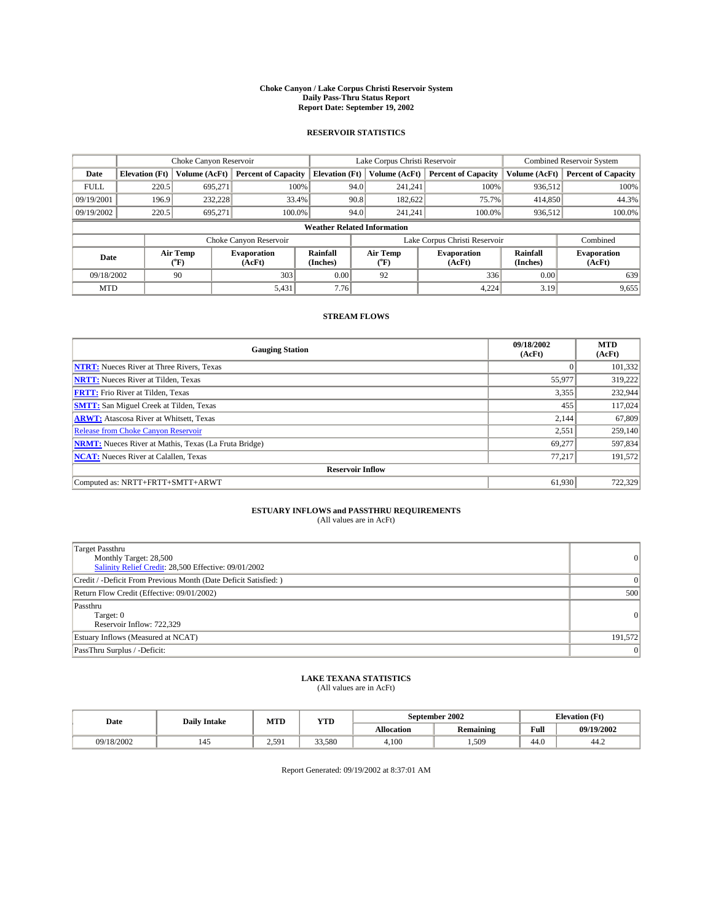# Choke Canyon / Lake Corpus Christi Reservoir System
## Daily Pass-Thru Status Report
## Report Date: September 19, 2002

### RESERVOIR STATISTICS

| | Choke Canyon Reservoir | | | Lake Corpus Christi Reservoir | | | Combined Reservoir System | |
|---|---|---|---|---|---|---|---|---|
| Date | Elevation (Ft) | Volume (AcFt) | Percent of Capacity | Elevation (Ft) | Volume (AcFt) | Percent of Capacity | Volume (AcFt) | Percent of Capacity |
| FULL | 220.5 | 695,271 | 100% | 94.0 | 241,241 | 100% | 936,512 | 100% |
| 09/19/2001 | 196.9 | 232,228 | 33.4% | 90.8 | 182,622 | 75.7% | 414,850 | 44.3% |
| 09/19/2002 | 220.5 | 695,271 | 100.0% | 94.0 | 241,241 | 100.0% | 936,512 | 100.0% |

**Weather Related Information**

| | Choke Canyon Reservoir | | | Lake Corpus Christi Reservoir | | | Combined |
|---|---|---|---|---|---|---|---|
| Date | Air Temp (°F) | Evaporation (AcFt) | Rainfall (Inches) | Air Temp (°F) | Evaporation (AcFt) | Rainfall (Inches) | Evaporation (AcFt) |
| 09/18/2002 | 90 | 303 | 0.00 | 92 | 336 | 0.00 | 639 |
| MTD | | 5,431 | 7.76 | | 4,224 | 3.19 | 9,655 |

### STREAM FLOWS

| Gauging Station | 09/18/2002 (AcFt) | MTD (AcFt) |
|---|---|---|
| NTRT: Nueces River at Three Rivers, Texas | 0 | 101,332 |
| NRTT: Nueces River at Tilden, Texas | 55,977 | 319,222 |
| FRTT: Frio River at Tilden, Texas | 3,355 | 232,944 |
| SMTT: San Miguel Creek at Tilden, Texas | 455 | 117,024 |
| ARWT: Atascosa River at Whitsett, Texas | 2,144 | 67,809 |
| Release from Choke Canyon Reservoir | 2,551 | 259,140 |
| NRMT: Nueces River at Mathis, Texas (La Fruta Bridge) | 69,277 | 597,834 |
| NCAT: Nueces River at Calallen, Texas | 77,217 | 191,572 |
| **Reservoir Inflow** | | |
| Computed as: NRTT+FRTT+SMTT+ARWT | 61,930 | 722,329 |

### ESTUARY INFLOWS and PASSTHRU REQUIREMENTS
(All values are in AcFt)

| | |
|---|---|
| Target Passthru<br>Monthly Target: 28,500<br>Salinity Relief Credit: 28,500 Effective: 09/01/2002 | 0 |
| Credit / -Deficit From Previous Month (Date Deficit Satisfied: ) | 0 |
| Return Flow Credit (Effective: 09/01/2002) | 500 |
| Passthru<br>Target: 0<br>Reservoir Inflow: 722,329 | 0 |
| Estuary Inflows (Measured at NCAT) | 191,572 |
| PassThru Surplus / -Deficit: | 0 |

### LAKE TEXANA STATISTICS
(All values are in AcFt)

| Date | Daily Intake | MTD | YTD | September 2002 | | Elevation (Ft) | |
|---|---|---|---|---|---|---|---|
| | | | | Allocation | Remaining | Full | 09/19/2002 |
| 09/18/2002 | 145 | 2,591 | 33,580 | 4,100 | 1,509 | 44.0 | 44.2 |

Report Generated: 09/19/2002 at 8:37:01 AM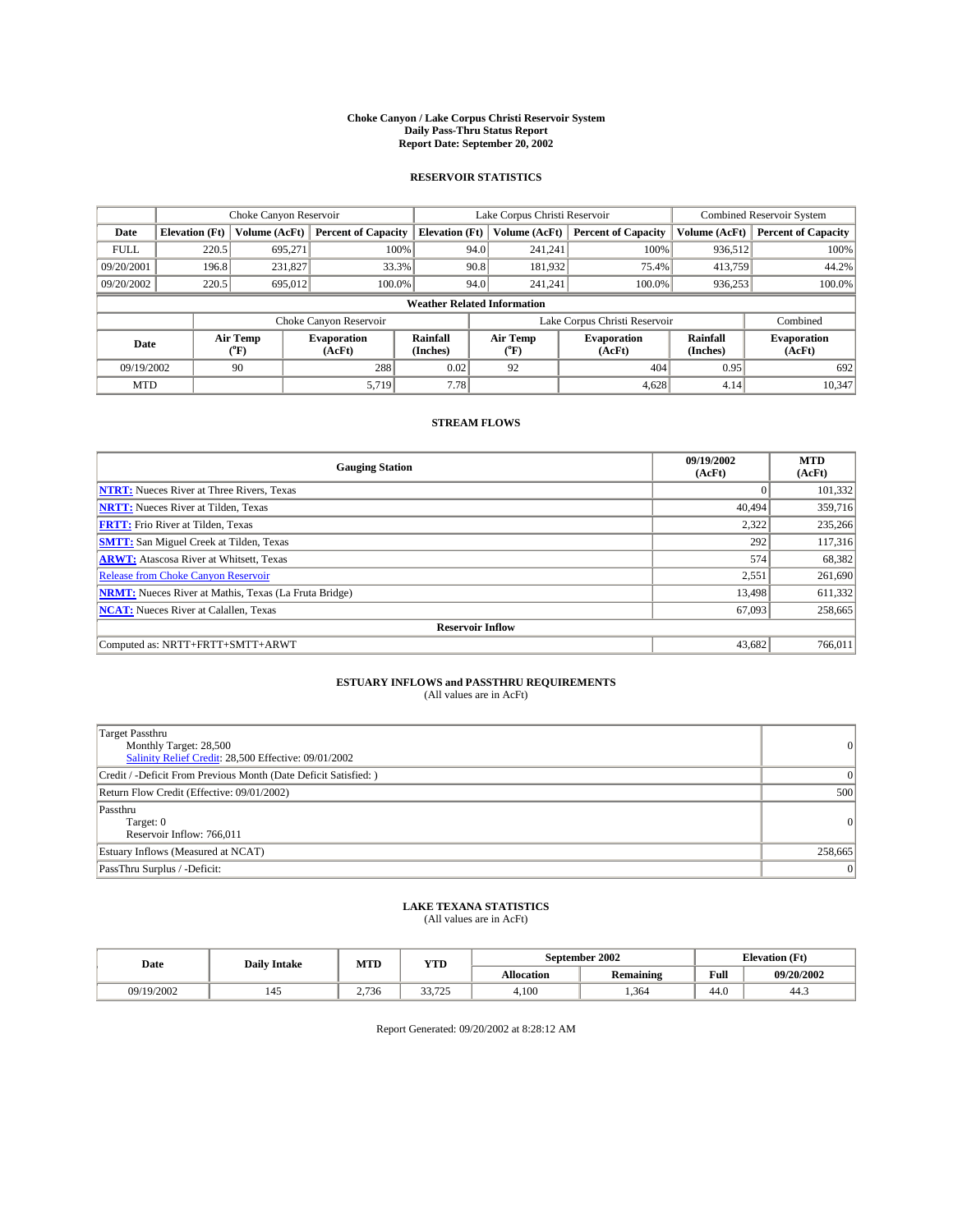# Choke Canyon / Lake Corpus Christi Reservoir System
## Daily Pass-Thru Status Report
### Report Date: September 20, 2002

## RESERVOIR STATISTICS

| | Choke Canyon Reservoir | | | Lake Corpus Christi Reservoir | | | Combined Reservoir System | |
|---|---|---|---|---|---|---|---|---|
| Date | Elevation (Ft) | Volume (AcFt) | Percent of Capacity | Elevation (Ft) | Volume (AcFt) | Percent of Capacity | Volume (AcFt) | Percent of Capacity |
| FULL | 220.5 | 695,271 | 100% | 94.0 | 241,241 | 100% | 936,512 | 100% |
| 09/20/2001 | 196.8 | 231,827 | 33.3% | 90.8 | 181,932 | 75.4% | 413,759 | 44.2% |
| 09/20/2002 | 220.5 | 695,012 | 100.0% | 94.0 | 241,241 | 100.0% | 936,253 | 100.0% |

**Weather Related Information**

| | Choke Canyon Reservoir | | | Lake Corpus Christi Reservoir | | | Combined |
|---|---|---|---|---|---|---|---|
| Date | Air Temp (°F) | Evaporation (AcFt) | Rainfall (Inches) | Air Temp (°F) | Evaporation (AcFt) | Rainfall (Inches) | Evaporation (AcFt) |
| 09/19/2002 | 90 | 288 | 0.02 | 92 | 404 | 0.95 | 692 |
| MTD | | 5,719 | 7.78 | | 4,628 | 4.14 | 10,347 |

## STREAM FLOWS

| Gauging Station | 09/19/2002 (AcFt) | MTD (AcFt) |
|---|---|---|
| NTRT: Nueces River at Three Rivers, Texas | 0 | 101,332 |
| NRTT: Nueces River at Tilden, Texas | 40,494 | 359,716 |
| FRTT: Frio River at Tilden, Texas | 2,322 | 235,266 |
| SMTT: San Miguel Creek at Tilden, Texas | 292 | 117,316 |
| ARWT: Atascosa River at Whitsett, Texas | 574 | 68,382 |
| Release from Choke Canyon Reservoir | 2,551 | 261,690 |
| NRMT: Nueces River at Mathis, Texas (La Fruta Bridge) | 13,498 | 611,332 |
| NCAT: Nueces River at Calallen, Texas | 67,093 | 258,665 |
| **Reservoir Inflow** | | |
| Computed as: NRTT+FRTT+SMTT+ARWT | 43,682 | 766,011 |

## ESTUARY INFLOWS and PASSTHRU REQUIREMENTS
(All values are in AcFt)

| | |
|---|---|
| Target Passthru<br>Monthly Target: 28,500<br>Salinity Relief Credit: 28,500 Effective: 09/01/2002 | 0 |
| Credit / -Deficit From Previous Month (Date Deficit Satisfied: ) | 0 |
| Return Flow Credit (Effective: 09/01/2002) | 500 |
| Passthru<br>Target: 0<br>Reservoir Inflow: 766,011 | 0 |
| Estuary Inflows (Measured at NCAT) | 258,665 |
| PassThru Surplus / -Deficit: | 0 |

## LAKE TEXANA STATISTICS
(All values are in AcFt)

| Date | Daily Intake | MTD | YTD | September 2002 | | Elevation (Ft) | |
|---|---|---|---|---|---|---|---|
| | | | | Allocation | Remaining | Full | 09/20/2002 |
| 09/19/2002 | 145 | 2,736 | 33,725 | 4,100 | 1,364 | 44.0 | 44.3 |

Report Generated: 09/20/2002 at 8:28:12 AM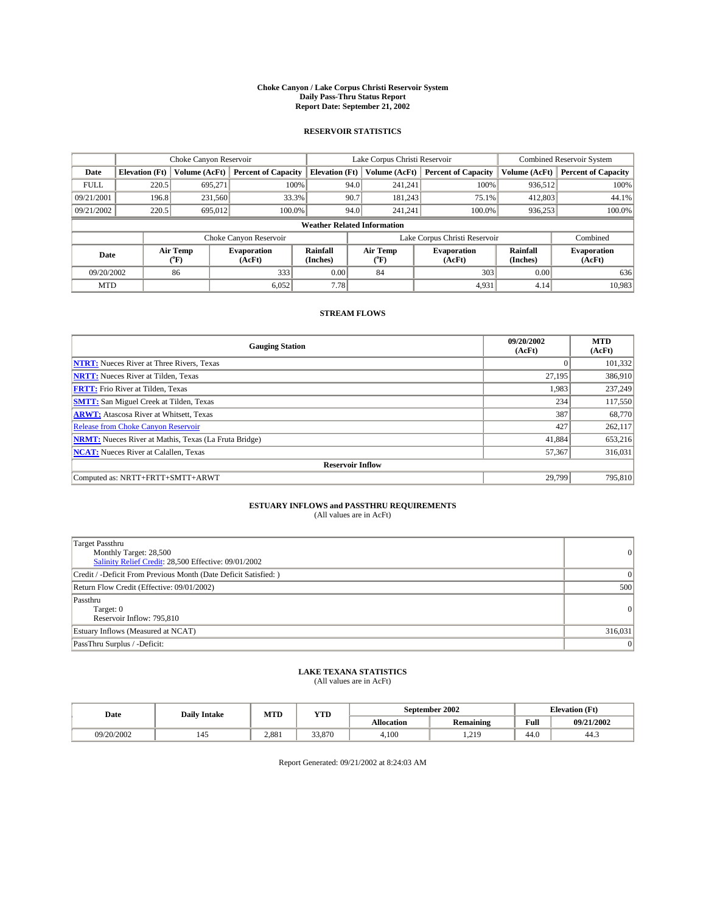# Choke Canyon / Lake Corpus Christi Reservoir System
## Daily Pass-Thru Status Report
### Report Date: September 21, 2002

## RESERVOIR STATISTICS

| | Choke Canyon Reservoir | | | Lake Corpus Christi Reservoir | | | Combined Reservoir System | |
|---|---|---|---|---|---|---|---|---|
| Date | Elevation (Ft) | Volume (AcFt) | Percent of Capacity | Elevation (Ft) | Volume (AcFt) | Percent of Capacity | Volume (AcFt) | Percent of Capacity |
| FULL | 220.5 | 695,271 | 100% | 94.0 | 241,241 | 100% | 936,512 | 100% |
| 09/21/2001 | 196.8 | 231,560 | 33.3% | 90.7 | 181,243 | 75.1% | 412,803 | 44.1% |
| 09/21/2002 | 220.5 | 695,012 | 100.0% | 94.0 | 241,241 | 100.0% | 936,253 | 100.0% |

**Weather Related Information**

| | Choke Canyon Reservoir | | | Lake Corpus Christi Reservoir | | | Combined |
|---|---|---|---|---|---|---|---|
| Date | Air Temp (°F) | Evaporation (AcFt) | Rainfall (Inches) | Air Temp (°F) | Evaporation (AcFt) | Rainfall (Inches) | Evaporation (AcFt) |
| 09/20/2002 | 86 | 333 | 0.00 | 84 | 303 | 0.00 | 636 |
| MTD | | 6,052 | 7.78 | | 4,931 | 4.14 | 10,983 |

## STREAM FLOWS

| Gauging Station | 09/20/2002 (AcFt) | MTD (AcFt) |
|---|---|---|
| NTRT: Nueces River at Three Rivers, Texas | 0 | 101,332 |
| NRTT: Nueces River at Tilden, Texas | 27,195 | 386,910 |
| FRTT: Frio River at Tilden, Texas | 1,983 | 237,249 |
| SMTT: San Miguel Creek at Tilden, Texas | 234 | 117,550 |
| ARWT: Atascosa River at Whitsett, Texas | 387 | 68,770 |
| Release from Choke Canyon Reservoir | 427 | 262,117 |
| NRMT: Nueces River at Mathis, Texas (La Fruta Bridge) | 41,884 | 653,216 |
| NCAT: Nueces River at Calallen, Texas | 57,367 | 316,031 |
| **Reservoir Inflow** | | |
| Computed as: NRTT+FRTT+SMTT+ARWT | 29,799 | 795,810 |

## ESTUARY INFLOWS and PASSTHRU REQUIREMENTS
(All values are in AcFt)

| | |
|---|---|
| Target Passthru<br>Monthly Target: 28,500<br>Salinity Relief Credit: 28,500 Effective: 09/01/2002 | 0 |
| Credit / -Deficit From Previous Month (Date Deficit Satisfied: ) | 0 |
| Return Flow Credit (Effective: 09/01/2002) | 500 |
| Passthru<br>Target: 0<br>Reservoir Inflow: 795,810 | 0 |
| Estuary Inflows (Measured at NCAT) | 316,031 |
| PassThru Surplus / -Deficit: | 0 |

## LAKE TEXANA STATISTICS
(All values are in AcFt)

| Date | Daily Intake | MTD | YTD | September 2002 | | Elevation (Ft) | |
|---|---|---|---|---|---|---|---|
| | | | | Allocation | Remaining | Full | 09/21/2002 |
| 09/20/2002 | 145 | 2,881 | 33,870 | 4,100 | 1,219 | 44.0 | 44.3 |

Report Generated: 09/21/2002 at 8:24:03 AM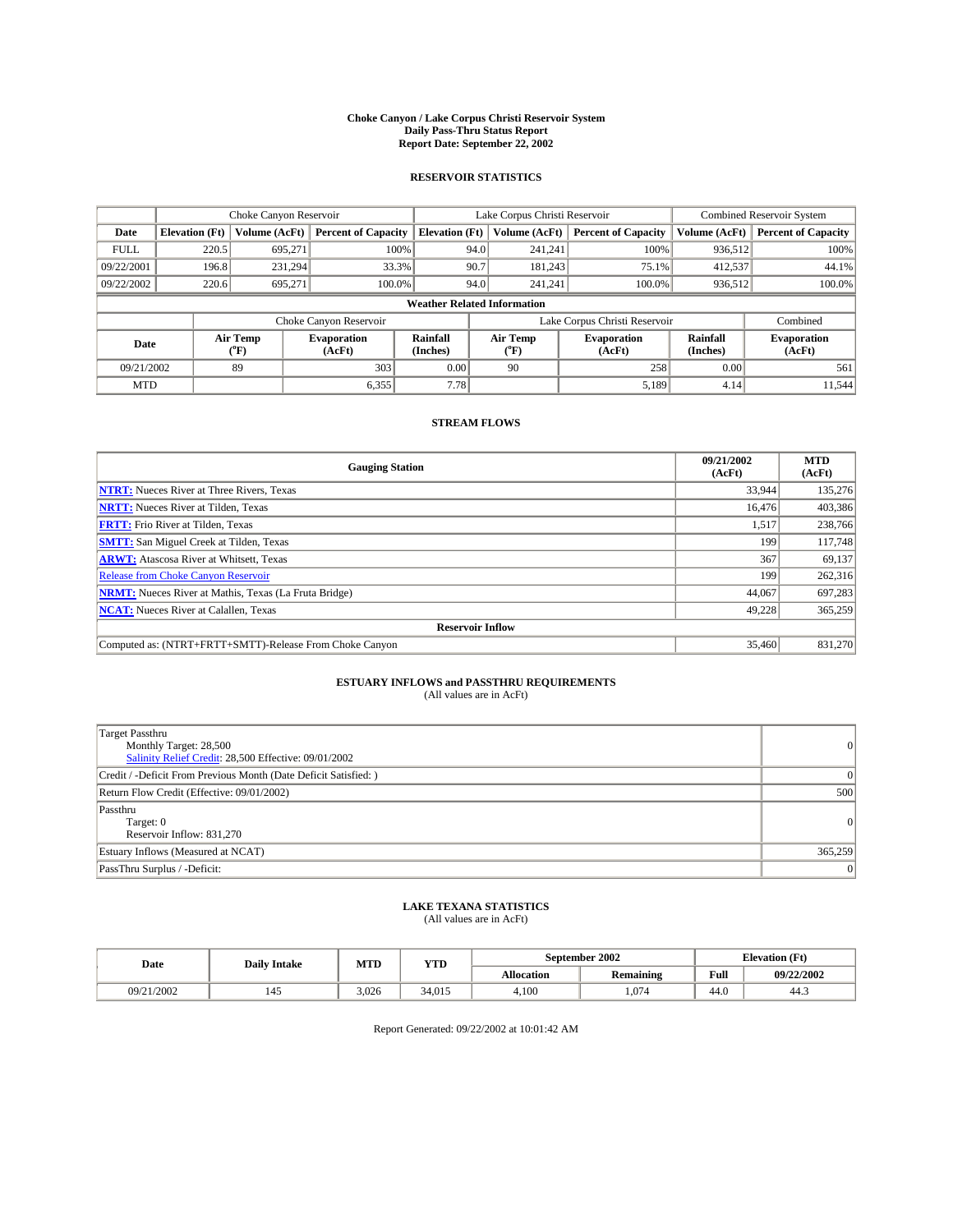# Choke Canyon / Lake Corpus Christi Reservoir System
## Daily Pass-Thru Status Report
## Report Date: September 22, 2002

### RESERVOIR STATISTICS

| | Choke Canyon Reservoir | | | Lake Corpus Christi Reservoir | | | Combined Reservoir System | |
|---|---|---|---|---|---|---|---|---|
| Date | Elevation (Ft) | Volume (AcFt) | Percent of Capacity | Elevation (Ft) | Volume (AcFt) | Percent of Capacity | Volume (AcFt) | Percent of Capacity |
| FULL | 220.5 | 695,271 | 100% | 94.0 | 241,241 | 100% | 936,512 | 100% |
| 09/22/2001 | 196.8 | 231,294 | 33.3% | 90.7 | 181,243 | 75.1% | 412,537 | 44.1% |
| 09/22/2002 | 220.6 | 695,271 | 100.0% | 94.0 | 241,241 | 100.0% | 936,512 | 100.0% |

**Weather Related Information**

| | Choke Canyon Reservoir | | | Lake Corpus Christi Reservoir | | | Combined |
|---|---|---|---|---|---|---|---|
| Date | Air Temp (°F) | Evaporation (AcFt) | Rainfall (Inches) | Air Temp (°F) | Evaporation (AcFt) | Rainfall (Inches) | Evaporation (AcFt) |
| 09/21/2002 | 89 | 303 | 0.00 | 90 | 258 | 0.00 | 561 |
| MTD | | 6,355 | 7.78 | | 5,189 | 4.14 | 11,544 |

### STREAM FLOWS

| Gauging Station | 09/21/2002 (AcFt) | MTD (AcFt) |
|---|---|---|
| **NTRT:** Nueces River at Three Rivers, Texas | 33,944 | 135,276 |
| **NRTT:** Nueces River at Tilden, Texas | 16,476 | 403,386 |
| **FRTT:** Frio River at Tilden, Texas | 1,517 | 238,766 |
| **SMTT:** San Miguel Creek at Tilden, Texas | 199 | 117,748 |
| **ARWT:** Atascosa River at Whitsett, Texas | 367 | 69,137 |
| Release from Choke Canyon Reservoir | 199 | 262,316 |
| **NRMT:** Nueces River at Mathis, Texas (La Fruta Bridge) | 44,067 | 697,283 |
| **NCAT:** Nueces River at Calallen, Texas | 49,228 | 365,259 |
| **Reservoir Inflow** | | |
| Computed as: (NTRT+FRTT+SMTT)-Release From Choke Canyon | 35,460 | 831,270 |

### ESTUARY INFLOWS and PASSTHRU REQUIREMENTS
(All values are in AcFt)

| | |
|---|---|
| Target Passthru<br>Monthly Target: 28,500<br>Salinity Relief Credit: 28,500 Effective: 09/01/2002 | 0 |
| Credit / -Deficit From Previous Month (Date Deficit Satisfied: ) | 0 |
| Return Flow Credit (Effective: 09/01/2002) | 500 |
| Passthru<br>Target: 0<br>Reservoir Inflow: 831,270 | 0 |
| Estuary Inflows (Measured at NCAT) | 365,259 |
| PassThru Surplus / -Deficit: | 0 |

### LAKE TEXANA STATISTICS
(All values are in AcFt)

| Date | Daily Intake | MTD | YTD | September 2002 | | Elevation (Ft) | |
|---|---|---|---|---|---|---|---|
| | | | | Allocation | Remaining | Full | 09/22/2002 |
| 09/21/2002 | 145 | 3,026 | 34,015 | 4,100 | 1,074 | 44.0 | 44.3 |

Report Generated: 09/22/2002 at 10:01:42 AM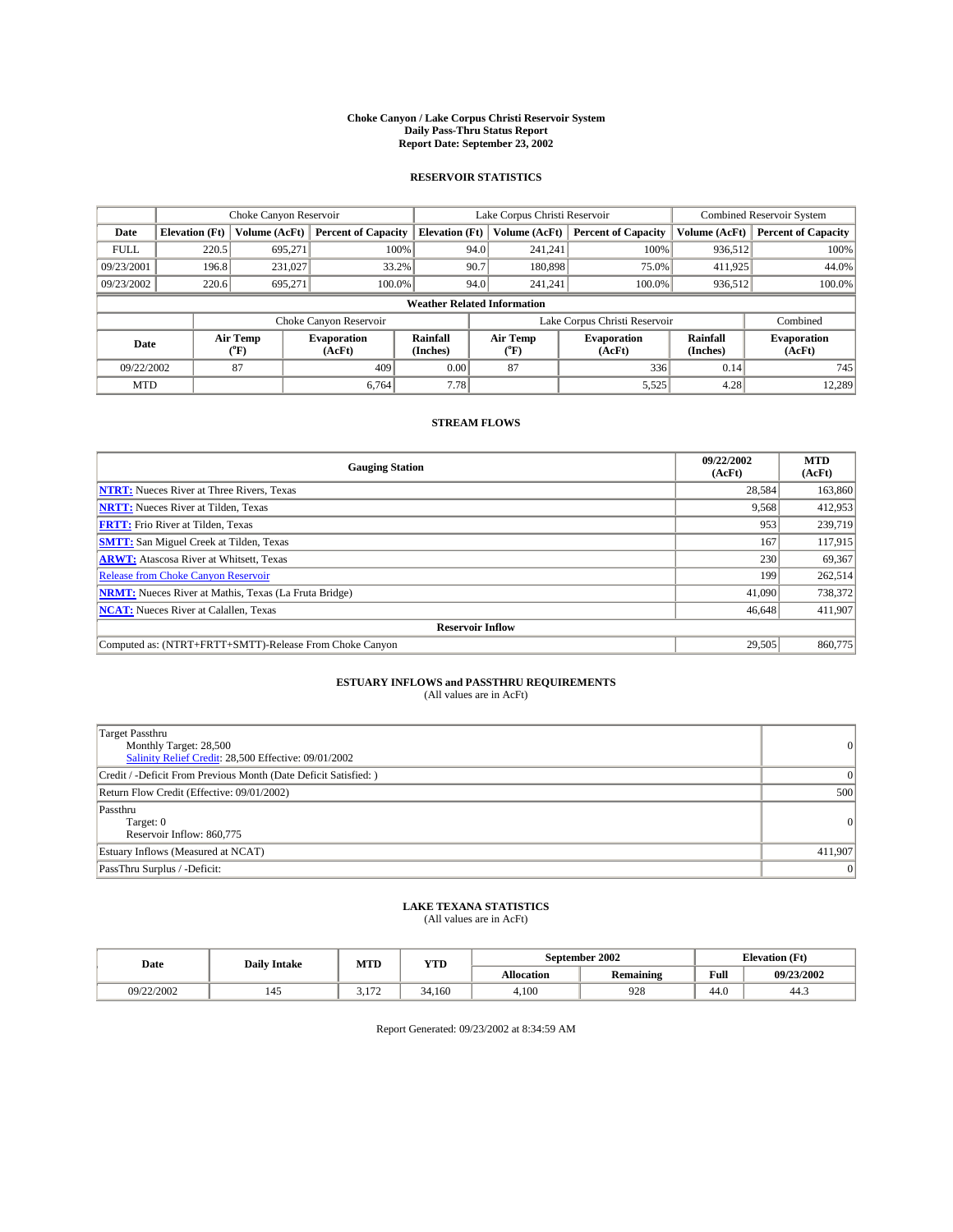# Choke Canyon / Lake Corpus Christi Reservoir System
## Daily Pass-Thru Status Report
## Report Date: September 23, 2002

### RESERVOIR STATISTICS

| | Choke Canyon Reservoir | | | Lake Corpus Christi Reservoir | | | Combined Reservoir System | |
|---|---|---|---|---|---|---|---|---|
| Date | Elevation (Ft) | Volume (AcFt) | Percent of Capacity | Elevation (Ft) | Volume (AcFt) | Percent of Capacity | Volume (AcFt) | Percent of Capacity |
| FULL | 220.5 | 695,271 | 100% | 94.0 | 241,241 | 100% | 936,512 | 100% |
| 09/23/2001 | 196.8 | 231,027 | 33.2% | 90.7 | 180,898 | 75.0% | 411,925 | 44.0% |
| 09/23/2002 | 220.6 | 695,271 | 100.0% | 94.0 | 241,241 | 100.0% | 936,512 | 100.0% |

**Weather Related Information**

| | Choke Canyon Reservoir | | | Lake Corpus Christi Reservoir | | | Combined |
|---|---|---|---|---|---|---|---|
| Date | Air Temp (°F) | Evaporation (AcFt) | Rainfall (Inches) | Air Temp (°F) | Evaporation (AcFt) | Rainfall (Inches) | Evaporation (AcFt) |
| 09/22/2002 | 87 | 409 | 0.00 | 87 | 336 | 0.14 | 745 |
| MTD | | 6,764 | 7.78 | | 5,525 | 4.28 | 12,289 |

### STREAM FLOWS

| Gauging Station | 09/22/2002 (AcFt) | MTD (AcFt) |
|---|---|---|
| **NTRT:** Nueces River at Three Rivers, Texas | 28,584 | 163,860 |
| **NRTT:** Nueces River at Tilden, Texas | 9,568 | 412,953 |
| **FRTT:** Frio River at Tilden, Texas | 953 | 239,719 |
| **SMTT:** San Miguel Creek at Tilden, Texas | 167 | 117,915 |
| **ARWT:** Atascosa River at Whitsett, Texas | 230 | 69,367 |
| Release from Choke Canyon Reservoir | 199 | 262,514 |
| **NRMT:** Nueces River at Mathis, Texas (La Fruta Bridge) | 41,090 | 738,372 |
| **NCAT:** Nueces River at Calallen, Texas | 46,648 | 411,907 |
| **Reservoir Inflow** | | |
| Computed as: (NTRT+FRTT+SMTT)-Release From Choke Canyon | 29,505 | 860,775 |

### ESTUARY INFLOWS and PASSTHRU REQUIREMENTS
(All values are in AcFt)

| | |
|---|---|
| Target Passthru<br>Monthly Target: 28,500<br>Salinity Relief Credit: 28,500 Effective: 09/01/2002 | 0 |
| Credit / -Deficit From Previous Month (Date Deficit Satisfied: ) | 0 |
| Return Flow Credit (Effective: 09/01/2002) | 500 |
| Passthru<br>Target: 0<br>Reservoir Inflow: 860,775 | 0 |
| Estuary Inflows (Measured at NCAT) | 411,907 |
| PassThru Surplus / -Deficit: | 0 |

### LAKE TEXANA STATISTICS
(All values are in AcFt)

| Date | Daily Intake | MTD | YTD | September 2002 | | Elevation (Ft) | |
|---|---|---|---|---|---|---|---|
| | | | | Allocation | Remaining | Full | 09/23/2002 |
| 09/22/2002 | 145 | 3,172 | 34,160 | 4,100 | 928 | 44.0 | 44.3 |

Report Generated: 09/23/2002 at 8:34:59 AM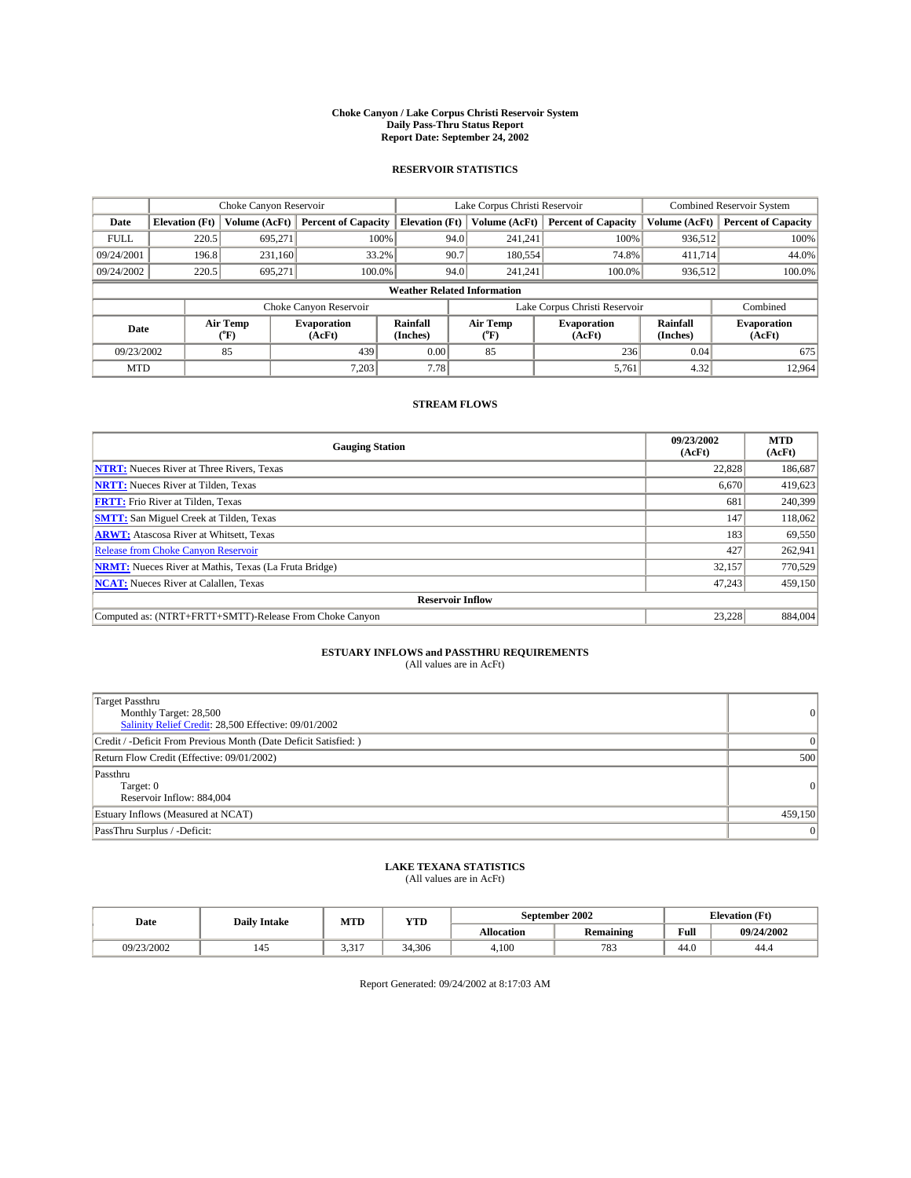# Choke Canyon / Lake Corpus Christi Reservoir System
## Daily Pass-Thru Status Report
## Report Date: September 24, 2002

### RESERVOIR STATISTICS

| | Choke Canyon Reservoir | | | Lake Corpus Christi Reservoir | | | Combined Reservoir System | |
|---|---|---|---|---|---|---|---|---|
| Date | Elevation (Ft) | Volume (AcFt) | Percent of Capacity | Elevation (Ft) | Volume (AcFt) | Percent of Capacity | Volume (AcFt) | Percent of Capacity |
| FULL | 220.5 | 695,271 | 100% | 94.0 | 241,241 | 100% | 936,512 | 100% |
| 09/24/2001 | 196.8 | 231,160 | 33.2% | 90.7 | 180,554 | 74.8% | 411,714 | 44.0% |
| 09/24/2002 | 220.5 | 695,271 | 100.0% | 94.0 | 241,241 | 100.0% | 936,512 | 100.0% |

**Weather Related Information**

| | Choke Canyon Reservoir | | | Lake Corpus Christi Reservoir | | | Combined |
|---|---|---|---|---|---|---|---|
| Date | Air Temp (°F) | Evaporation (AcFt) | Rainfall (Inches) | Air Temp (°F) | Evaporation (AcFt) | Rainfall (Inches) | Evaporation (AcFt) |
| 09/23/2002 | 85 | 439 | 0.00 | 85 | 236 | 0.04 | 675 |
| MTD | | 7,203 | 7.78 | | 5,761 | 4.32 | 12,964 |

### STREAM FLOWS

| Gauging Station | 09/23/2002 (AcFt) | MTD (AcFt) |
|---|---|---|
| NTRT: Nueces River at Three Rivers, Texas | 22,828 | 186,687 |
| NRTT: Nueces River at Tilden, Texas | 6,670 | 419,623 |
| FRTT: Frio River at Tilden, Texas | 681 | 240,399 |
| SMTT: San Miguel Creek at Tilden, Texas | 147 | 118,062 |
| ARWT: Atascosa River at Whitsett, Texas | 183 | 69,550 |
| Release from Choke Canyon Reservoir | 427 | 262,941 |
| NRMT: Nueces River at Mathis, Texas (La Fruta Bridge) | 32,157 | 770,529 |
| NCAT: Nueces River at Calallen, Texas | 47,243 | 459,150 |
| **Reservoir Inflow** | | |
| Computed as: (NTRT+FRTT+SMTT)-Release From Choke Canyon | 23,228 | 884,004 |

### ESTUARY INFLOWS and PASSTHRU REQUIREMENTS
(All values are in AcFt)

| | |
|---|---|
| Target Passthru<br>Monthly Target: 28,500<br>Salinity Relief Credit: 28,500 Effective: 09/01/2002 | 0 |
| Credit / -Deficit From Previous Month (Date Deficit Satisfied: ) | 0 |
| Return Flow Credit (Effective: 09/01/2002) | 500 |
| Passthru<br>Target: 0<br>Reservoir Inflow: 884,004 | 0 |
| Estuary Inflows (Measured at NCAT) | 459,150 |
| PassThru Surplus / -Deficit: | 0 |

### LAKE TEXANA STATISTICS
(All values are in AcFt)

| Date | Daily Intake | MTD | YTD | September 2002 | | Elevation (Ft) | |
|---|---|---|---|---|---|---|---|
| | | | | Allocation | Remaining | Full | 09/24/2002 |
| 09/23/2002 | 145 | 3,317 | 34,306 | 4,100 | 783 | 44.0 | 44.4 |

Report Generated: 09/24/2002 at 8:17:03 AM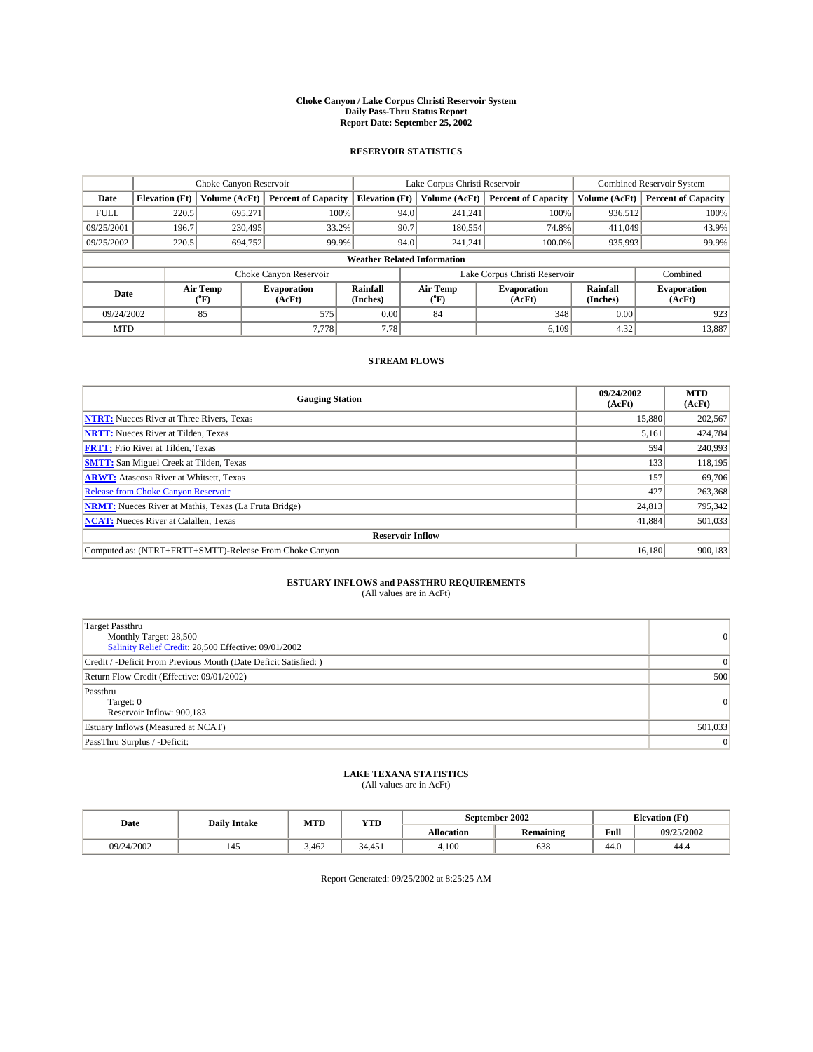# Choke Canyon / Lake Corpus Christi Reservoir System
## Daily Pass-Thru Status Report
### Report Date: September 25, 2002

## RESERVOIR STATISTICS

| | Choke Canyon Reservoir | | | Lake Corpus Christi Reservoir | | | Combined Reservoir System | |
|---|---|---|---|---|---|---|---|---|
| Date | Elevation (Ft) | Volume (AcFt) | Percent of Capacity | Elevation (Ft) | Volume (AcFt) | Percent of Capacity | Volume (AcFt) | Percent of Capacity |
| FULL | 220.5 | 695,271 | 100% | 94.0 | 241,241 | 100% | 936,512 | 100% |
| 09/25/2001 | 196.7 | 230,495 | 33.2% | 90.7 | 180,554 | 74.8% | 411,049 | 43.9% |
| 09/25/2002 | 220.5 | 694,752 | 99.9% | 94.0 | 241,241 | 100.0% | 935,993 | 99.9% |

**Weather Related Information**

| | Choke Canyon Reservoir | | | Lake Corpus Christi Reservoir | | | Combined |
|---|---|---|---|---|---|---|---|
| Date | Air Temp (°F) | Evaporation (AcFt) | Rainfall (Inches) | Air Temp (°F) | Evaporation (AcFt) | Rainfall (Inches) | Evaporation (AcFt) |
| 09/24/2002 | 85 | 575 | 0.00 | 84 | 348 | 0.00 | 923 |
| MTD | | 7,778 | 7.78 | | 6,109 | 4.32 | 13,887 |

## STREAM FLOWS

| Gauging Station | 09/24/2002 (AcFt) | MTD (AcFt) |
|---|---|---|
| **NTRT:** Nueces River at Three Rivers, Texas | 15,880 | 202,567 |
| **NRTT:** Nueces River at Tilden, Texas | 5,161 | 424,784 |
| **FRTT:** Frio River at Tilden, Texas | 594 | 240,993 |
| **SMTT:** San Miguel Creek at Tilden, Texas | 133 | 118,195 |
| **ARWT:** Atascosa River at Whitsett, Texas | 157 | 69,706 |
| Release from Choke Canyon Reservoir | 427 | 263,368 |
| **NRMT:** Nueces River at Mathis, Texas (La Fruta Bridge) | 24,813 | 795,342 |
| **NCAT:** Nueces River at Calallen, Texas | 41,884 | 501,033 |
| **Reservoir Inflow** | | |
| Computed as: (NTRT+FRTT+SMTT)-Release From Choke Canyon | 16,180 | 900,183 |

## ESTUARY INFLOWS and PASSTHRU REQUIREMENTS
(All values are in AcFt)

| | |
|---|---|
| Target Passthru<br>Monthly Target: 28,500<br>Salinity Relief Credit: 28,500 Effective: 09/01/2002 | 0 |
| Credit / -Deficit From Previous Month (Date Deficit Satisfied: ) | 0 |
| Return Flow Credit (Effective: 09/01/2002) | 500 |
| Passthru<br>Target: 0<br>Reservoir Inflow: 900,183 | 0 |
| Estuary Inflows (Measured at NCAT) | 501,033 |
| PassThru Surplus / -Deficit: | 0 |

## LAKE TEXANA STATISTICS
(All values are in AcFt)

| Date | Daily Intake | MTD | YTD | September 2002 | | Elevation (Ft) | |
|---|---|---|---|---|---|---|---|
| | | | | Allocation | Remaining | Full | 09/25/2002 |
| 09/24/2002 | 145 | 3,462 | 34,451 | 4,100 | 638 | 44.0 | 44.4 |

Report Generated: 09/25/2002 at 8:25:25 AM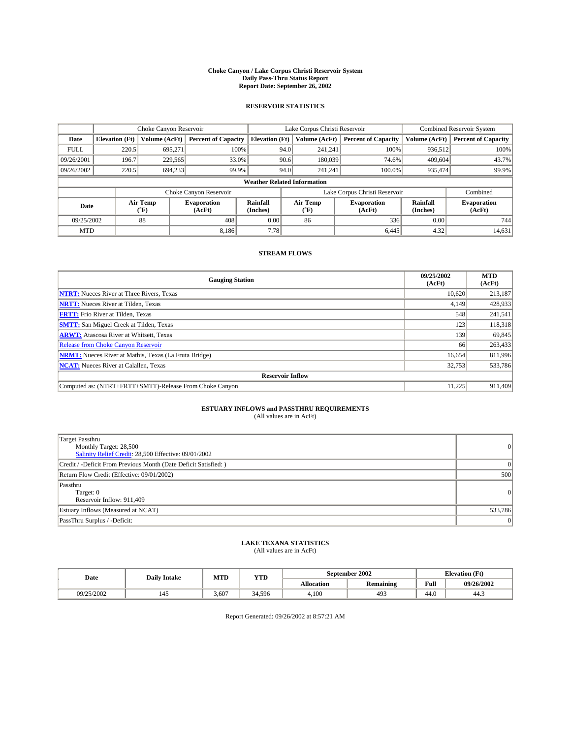# Choke Canyon / Lake Corpus Christi Reservoir System
## Daily Pass-Thru Status Report
## Report Date: September 26, 2002

### RESERVOIR STATISTICS

| | Choke Canyon Reservoir | | | Lake Corpus Christi Reservoir | | | Combined Reservoir System | |
|---|---|---|---|---|---|---|---|---|
| Date | Elevation (Ft) | Volume (AcFt) | Percent of Capacity | Elevation (Ft) | Volume (AcFt) | Percent of Capacity | Volume (AcFt) | Percent of Capacity |
| FULL | 220.5 | 695,271 | 100% | 94.0 | 241,241 | 100% | 936,512 | 100% |
| 09/26/2001 | 196.7 | 229,565 | 33.0% | 90.6 | 180,039 | 74.6% | 409,604 | 43.7% |
| 09/26/2002 | 220.5 | 694,233 | 99.9% | 94.0 | 241,241 | 100.0% | 935,474 | 99.9% |

**Weather Related Information**

| | Choke Canyon Reservoir | | | Lake Corpus Christi Reservoir | | | Combined |
|---|---|---|---|---|---|---|---|
| Date | Air Temp (°F) | Evaporation (AcFt) | Rainfall (Inches) | Air Temp (°F) | Evaporation (AcFt) | Rainfall (Inches) | Evaporation (AcFt) |
| 09/25/2002 | 88 | 408 | 0.00 | 86 | 336 | 0.00 | 744 |
| MTD | | 8,186 | 7.78 | | 6,445 | 4.32 | 14,631 |

### STREAM FLOWS

| Gauging Station | 09/25/2002 (AcFt) | MTD (AcFt) |
|---|---|---|
| **NTRT:** Nueces River at Three Rivers, Texas | 10,620 | 213,187 |
| **NRTT:** Nueces River at Tilden, Texas | 4,149 | 428,933 |
| **FRTT:** Frio River at Tilden, Texas | 548 | 241,541 |
| **SMTT:** San Miguel Creek at Tilden, Texas | 123 | 118,318 |
| **ARWT:** Atascosa River at Whitsett, Texas | 139 | 69,845 |
| Release from Choke Canyon Reservoir | 66 | 263,433 |
| **NRMT:** Nueces River at Mathis, Texas (La Fruta Bridge) | 16,654 | 811,996 |
| **NCAT:** Nueces River at Calallen, Texas | 32,753 | 533,786 |
| **Reservoir Inflow** | | |
| Computed as: (NTRT+FRTT+SMTT)-Release From Choke Canyon | 11,225 | 911,409 |

### ESTUARY INFLOWS and PASSTHRU REQUIREMENTS
(All values are in AcFt)

| | |
|---|---|
| Target Passthru<br>Monthly Target: 28,500<br>Salinity Relief Credit: 28,500 Effective: 09/01/2002 | 0 |
| Credit / -Deficit From Previous Month (Date Deficit Satisfied: ) | 0 |
| Return Flow Credit (Effective: 09/01/2002) | 500 |
| Passthru<br>Target: 0<br>Reservoir Inflow: 911,409 | 0 |
| Estuary Inflows (Measured at NCAT) | 533,786 |
| PassThru Surplus / -Deficit: | 0 |

### LAKE TEXANA STATISTICS
(All values are in AcFt)

| Date | Daily Intake | MTD | YTD | September 2002 | | Elevation (Ft) | |
|---|---|---|---|---|---|---|---|
| | | | | Allocation | Remaining | Full | 09/26/2002 |
| 09/25/2002 | 145 | 3,607 | 34,596 | 4,100 | 493 | 44.0 | 44.3 |

Report Generated: 09/26/2002 at 8:57:21 AM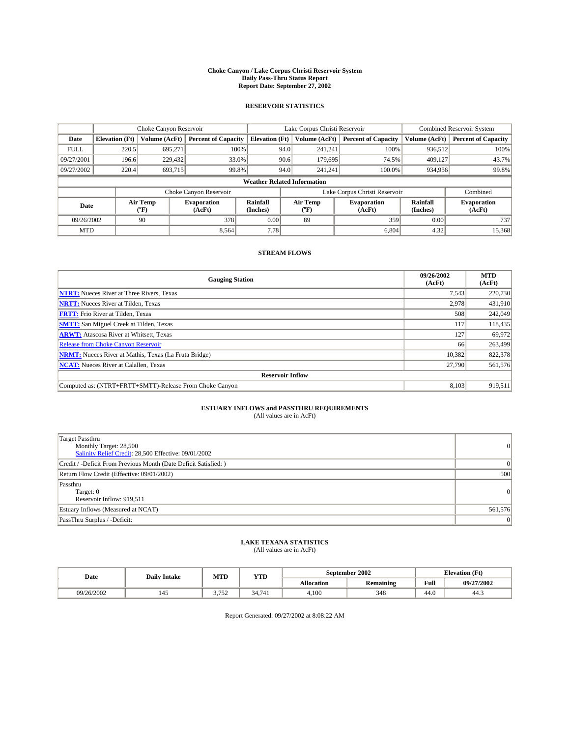# Choke Canyon / Lake Corpus Christi Reservoir System
## Daily Pass-Thru Status Report
## Report Date: September 27, 2002

### RESERVOIR STATISTICS

| | Choke Canyon Reservoir | | | Lake Corpus Christi Reservoir | | | Combined Reservoir System | |
|---|---|---|---|---|---|---|---|---|
| Date | Elevation (Ft) | Volume (AcFt) | Percent of Capacity | Elevation (Ft) | Volume (AcFt) | Percent of Capacity | Volume (AcFt) | Percent of Capacity |
| FULL | 220.5 | 695,271 | 100% | 94.0 | 241,241 | 100% | 936,512 | 100% |
| 09/27/2001 | 196.6 | 229,432 | 33.0% | 90.6 | 179,695 | 74.5% | 409,127 | 43.7% |
| 09/27/2002 | 220.4 | 693,715 | 99.8% | 94.0 | 241,241 | 100.0% | 934,956 | 99.8% |

**Weather Related Information**

| | Choke Canyon Reservoir | | | Lake Corpus Christi Reservoir | | | Combined |
|---|---|---|---|---|---|---|---|
| Date | Air Temp (°F) | Evaporation (AcFt) | Rainfall (Inches) | Air Temp (°F) | Evaporation (AcFt) | Rainfall (Inches) | Evaporation (AcFt) |
| 09/26/2002 | 90 | 378 | 0.00 | 89 | 359 | 0.00 | 737 |
| MTD | | 8,564 | 7.78 | | 6,804 | 4.32 | 15,368 |

### STREAM FLOWS

| Gauging Station | 09/26/2002 (AcFt) | MTD (AcFt) |
|---|---|---|
| **NTRT:** Nueces River at Three Rivers, Texas | 7,543 | 220,730 |
| **NRTT:** Nueces River at Tilden, Texas | 2,978 | 431,910 |
| **FRTT:** Frio River at Tilden, Texas | 508 | 242,049 |
| **SMTT:** San Miguel Creek at Tilden, Texas | 117 | 118,435 |
| **ARWT:** Atascosa River at Whitsett, Texas | 127 | 69,972 |
| Release from Choke Canyon Reservoir | 66 | 263,499 |
| **NRMT:** Nueces River at Mathis, Texas (La Fruta Bridge) | 10,382 | 822,378 |
| **NCAT:** Nueces River at Calallen, Texas | 27,790 | 561,576 |
| **Reservoir Inflow** | | |
| Computed as: (NTRT+FRTT+SMTT)-Release From Choke Canyon | 8,103 | 919,511 |

### ESTUARY INFLOWS and PASSTHRU REQUIREMENTS
(All values are in AcFt)

| | |
|---|---|
| Target Passthru<br>Monthly Target: 28,500<br>Salinity Relief Credit: 28,500 Effective: 09/01/2002 | 0 |
| Credit / -Deficit From Previous Month (Date Deficit Satisfied: ) | 0 |
| Return Flow Credit (Effective: 09/01/2002) | 500 |
| Passthru<br>Target: 0<br>Reservoir Inflow: 919,511 | 0 |
| Estuary Inflows (Measured at NCAT) | 561,576 |
| PassThru Surplus / -Deficit: | 0 |

### LAKE TEXANA STATISTICS
(All values are in AcFt)

| Date | Daily Intake | MTD | YTD | September 2002 | | Elevation (Ft) | |
|---|---|---|---|---|---|---|---|
| | | | | Allocation | Remaining | Full | 09/27/2002 |
| 09/26/2002 | 145 | 3,752 | 34,741 | 4,100 | 348 | 44.0 | 44.3 |

Report Generated: 09/27/2002 at 8:08:22 AM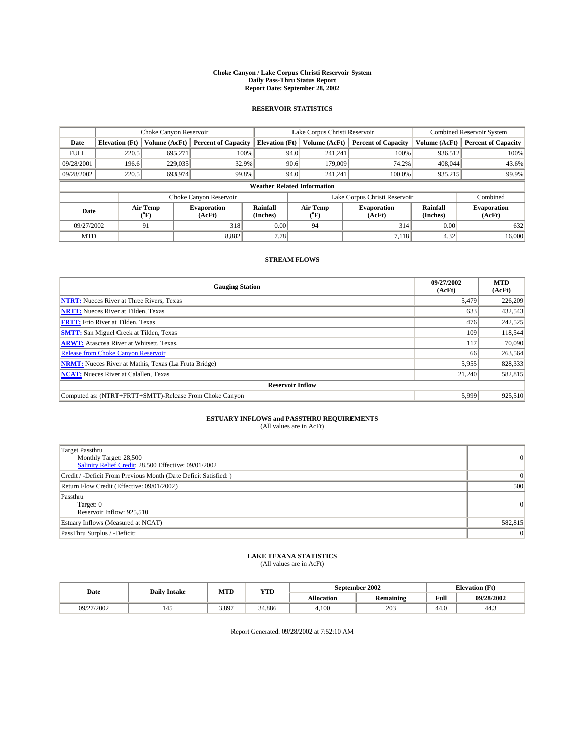# Choke Canyon / Lake Corpus Christi Reservoir System
## Daily Pass-Thru Status Report
## Report Date: September 28, 2002

### RESERVOIR STATISTICS

| | Choke Canyon Reservoir | | | Lake Corpus Christi Reservoir | | | Combined Reservoir System | |
|---|---|---|---|---|---|---|---|---|
| Date | Elevation (Ft) | Volume (AcFt) | Percent of Capacity | Elevation (Ft) | Volume (AcFt) | Percent of Capacity | Volume (AcFt) | Percent of Capacity |
| FULL | 220.5 | 695,271 | 100% | 94.0 | 241,241 | 100% | 936,512 | 100% |
| 09/28/2001 | 196.6 | 229,035 | 32.9% | 90.6 | 179,009 | 74.2% | 408,044 | 43.6% |
| 09/28/2002 | 220.5 | 693,974 | 99.8% | 94.0 | 241,241 | 100.0% | 935,215 | 99.9% |

**Weather Related Information**

| | Choke Canyon Reservoir | | | Lake Corpus Christi Reservoir | | | Combined |
|---|---|---|---|---|---|---|---|
| Date | Air Temp (°F) | Evaporation (AcFt) | Rainfall (Inches) | Air Temp (°F) | Evaporation (AcFt) | Rainfall (Inches) | Evaporation (AcFt) |
| 09/27/2002 | 91 | 318 | 0.00 | 94 | 314 | 0.00 | 632 |
| MTD | | 8,882 | 7.78 | | 7,118 | 4.32 | 16,000 |

### STREAM FLOWS

| Gauging Station | 09/27/2002 (AcFt) | MTD (AcFt) |
|---|---|---|
| NTRT: Nueces River at Three Rivers, Texas | 5,479 | 226,209 |
| NRTT: Nueces River at Tilden, Texas | 633 | 432,543 |
| FRTT: Frio River at Tilden, Texas | 476 | 242,525 |
| SMTT: San Miguel Creek at Tilden, Texas | 109 | 118,544 |
| ARWT: Atascosa River at Whitsett, Texas | 117 | 70,090 |
| Release from Choke Canyon Reservoir | 66 | 263,564 |
| NRMT: Nueces River at Mathis, Texas (La Fruta Bridge) | 5,955 | 828,333 |
| NCAT: Nueces River at Calallen, Texas | 21,240 | 582,815 |
| **Reservoir Inflow** | | |
| Computed as: (NTRT+FRTT+SMTT)-Release From Choke Canyon | 5,999 | 925,510 |

### ESTUARY INFLOWS and PASSTHRU REQUIREMENTS
(All values are in AcFt)

| | |
|---|---|
| Target Passthru<br>Monthly Target: 28,500<br>Salinity Relief Credit: 28,500 Effective: 09/01/2002 | 0 |
| Credit / -Deficit From Previous Month (Date Deficit Satisfied: ) | 0 |
| Return Flow Credit (Effective: 09/01/2002) | 500 |
| Passthru<br>Target: 0<br>Reservoir Inflow: 925,510 | 0 |
| Estuary Inflows (Measured at NCAT) | 582,815 |
| PassThru Surplus / -Deficit: | 0 |

### LAKE TEXANA STATISTICS
(All values are in AcFt)

| Date | Daily Intake | MTD | YTD | September 2002 | | Elevation (Ft) | |
|---|---|---|---|---|---|---|---|
| | | | | Allocation | Remaining | Full | 09/28/2002 |
| 09/27/2002 | 145 | 3,897 | 34,886 | 4,100 | 203 | 44.0 | 44.3 |

Report Generated: 09/28/2002 at 7:52:10 AM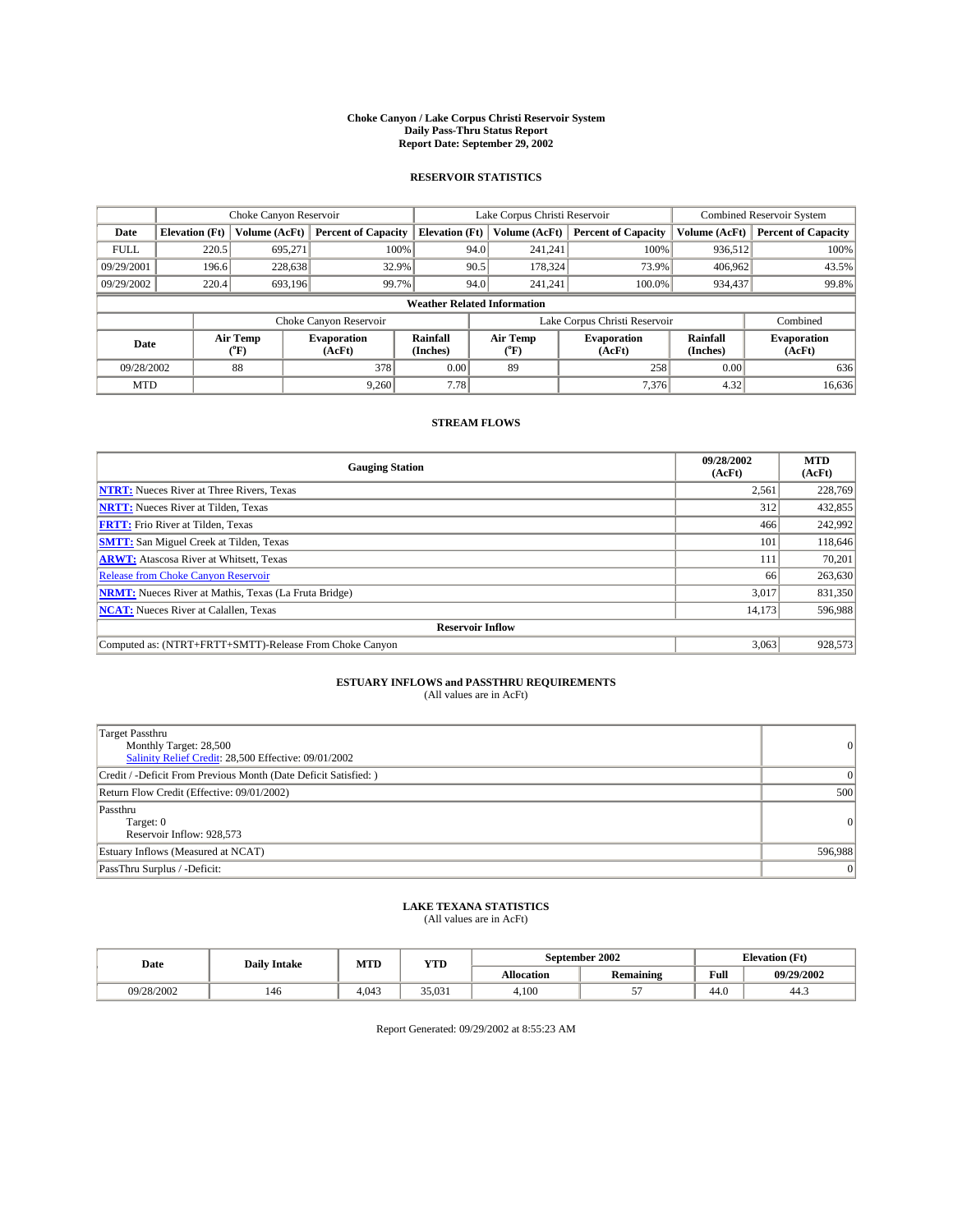# Choke Canyon / Lake Corpus Christi Reservoir System
## Daily Pass-Thru Status Report
### Report Date: September 29, 2002

## RESERVOIR STATISTICS

| | Choke Canyon Reservoir | | | Lake Corpus Christi Reservoir | | | Combined Reservoir System | |
|---|---|---|---|---|---|---|---|---|
| Date | Elevation (Ft) | Volume (AcFt) | Percent of Capacity | Elevation (Ft) | Volume (AcFt) | Percent of Capacity | Volume (AcFt) | Percent of Capacity |
| FULL | 220.5 | 695,271 | 100% | 94.0 | 241,241 | 100% | 936,512 | 100% |
| 09/29/2001 | 196.6 | 228,638 | 32.9% | 90.5 | 178,324 | 73.9% | 406,962 | 43.5% |
| 09/29/2002 | 220.4 | 693,196 | 99.7% | 94.0 | 241,241 | 100.0% | 934,437 | 99.8% |

**Weather Related Information**

| | Choke Canyon Reservoir | | | Lake Corpus Christi Reservoir | | | Combined |
|---|---|---|---|---|---|---|---|
| Date | Air Temp (°F) | Evaporation (AcFt) | Rainfall (Inches) | Air Temp (°F) | Evaporation (AcFt) | Rainfall (Inches) | Evaporation (AcFt) |
| 09/28/2002 | 88 | 378 | 0.00 | 89 | 258 | 0.00 | 636 |
| MTD | | 9,260 | 7.78 | | 7,376 | 4.32 | 16,636 |

## STREAM FLOWS

| Gauging Station | 09/28/2002 (AcFt) | MTD (AcFt) |
|---|---|---|
| **NTRT:** Nueces River at Three Rivers, Texas | 2,561 | 228,769 |
| **NRTT:** Nueces River at Tilden, Texas | 312 | 432,855 |
| **FRTT:** Frio River at Tilden, Texas | 466 | 242,992 |
| **SMTT:** San Miguel Creek at Tilden, Texas | 101 | 118,646 |
| **ARWT:** Atascosa River at Whitsett, Texas | 111 | 70,201 |
| Release from Choke Canyon Reservoir | 66 | 263,630 |
| **NRMT:** Nueces River at Mathis, Texas (La Fruta Bridge) | 3,017 | 831,350 |
| **NCAT:** Nueces River at Calallen, Texas | 14,173 | 596,988 |
| **Reservoir Inflow** | | |
| Computed as: (NTRT+FRTT+SMTT)-Release From Choke Canyon | 3,063 | 928,573 |

## ESTUARY INFLOWS and PASSTHRU REQUIREMENTS
(All values are in AcFt)

| | |
|---|---|
| Target Passthru<br>Monthly Target: 28,500<br>Salinity Relief Credit: 28,500 Effective: 09/01/2002 | 0 |
| Credit / -Deficit From Previous Month (Date Deficit Satisfied: ) | 0 |
| Return Flow Credit (Effective: 09/01/2002) | 500 |
| Passthru<br>Target: 0<br>Reservoir Inflow: 928,573 | 0 |
| Estuary Inflows (Measured at NCAT) | 596,988 |
| PassThru Surplus / -Deficit: | 0 |

## LAKE TEXANA STATISTICS
(All values are in AcFt)

| Date | Daily Intake | MTD | YTD | September 2002 | | Elevation (Ft) | |
|---|---|---|---|---|---|---|---|
| | | | | Allocation | Remaining | Full | 09/29/2002 |
| 09/28/2002 | 146 | 4,043 | 35,031 | 4,100 | 57 | 44.0 | 44.3 |

Report Generated: 09/29/2002 at 8:55:23 AM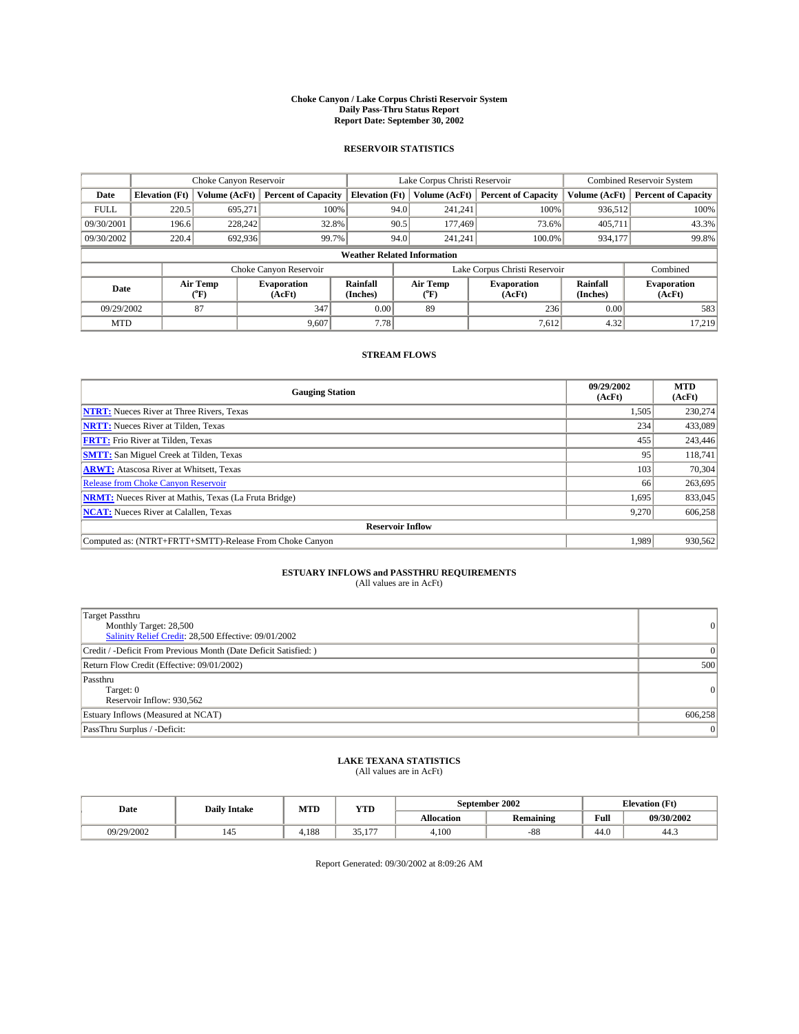**Choke Canyon / Lake Corpus Christi Reservoir System**
**Daily Pass-Thru Status Report**
**Report Date: September 30, 2002**

## RESERVOIR STATISTICS

| | Choke Canyon Reservoir | | | Lake Corpus Christi Reservoir | | | Combined Reservoir System | |
|---|---|---|---|---|---|---|---|---|
| **Date** | **Elevation (Ft)** | **Volume (AcFt)** | **Percent of Capacity** | **Elevation (Ft)** | **Volume (AcFt)** | **Percent of Capacity** | **Volume (AcFt)** | **Percent of Capacity** |
| FULL | 220.5 | 695,271 | 100% | 94.0 | 241,241 | 100% | 936,512 | 100% |
| 09/30/2001 | 196.6 | 228,242 | 32.8% | 90.5 | 177,469 | 73.6% | 405,711 | 43.3% |
| 09/30/2002 | 220.4 | 692,936 | 99.7% | 94.0 | 241,241 | 100.0% | 934,177 | 99.8% |

**Weather Related Information**

| | Choke Canyon Reservoir | | | Lake Corpus Christi Reservoir | | | Combined |
|---|---|---|---|---|---|---|---|
| **Date** | **Air Temp (°F)** | **Evaporation (AcFt)** | **Rainfall (Inches)** | **Air Temp (°F)** | **Evaporation (AcFt)** | **Rainfall (Inches)** | **Evaporation (AcFt)** |
| 09/29/2002 | 87 | 347 | 0.00 | 89 | 236 | 0.00 | 583 |
| MTD | | 9,607 | 7.78 | | 7,612 | 4.32 | 17,219 |

## STREAM FLOWS

| Gauging Station | 09/29/2002 (AcFt) | MTD (AcFt) |
|---|---|---|
| **NTRT:** Nueces River at Three Rivers, Texas | 1,505 | 230,274 |
| **NRTT:** Nueces River at Tilden, Texas | 234 | 433,089 |
| **FRTT:** Frio River at Tilden, Texas | 455 | 243,446 |
| **SMTT:** San Miguel Creek at Tilden, Texas | 95 | 118,741 |
| **ARWT:** Atascosa River at Whitsett, Texas | 103 | 70,304 |
| Release from Choke Canyon Reservoir | 66 | 263,695 |
| **NRMT:** Nueces River at Mathis, Texas (La Fruta Bridge) | 1,695 | 833,045 |
| **NCAT:** Nueces River at Calallen, Texas | 9,270 | 606,258 |
| **Reservoir Inflow** | | |
| Computed as: (NTRT+FRTT+SMTT)-Release From Choke Canyon | 1,989 | 930,562 |

## ESTUARY INFLOWS and PASSTHRU REQUIREMENTS

(All values are in AcFt)

| | |
|---|---|
| Target Passthru<br>Monthly Target: 28,500<br>Salinity Relief Credit: 28,500 Effective: 09/01/2002 | 0 |
| Credit / -Deficit From Previous Month (Date Deficit Satisfied: ) | 0 |
| Return Flow Credit (Effective: 09/01/2002) | 500 |
| Passthru<br>Target: 0<br>Reservoir Inflow: 930,562 | 0 |
| Estuary Inflows (Measured at NCAT) | 606,258 |
| PassThru Surplus / -Deficit: | 0 |

## LAKE TEXANA STATISTICS

(All values are in AcFt)

| Date | Daily Intake | MTD | YTD | September 2002 | | Elevation (Ft) | |
|---|---|---|---|---|---|---|---|
| | | | | **Allocation** | **Remaining** | **Full** | **09/30/2002** |
| 09/29/2002 | 145 | 4,188 | 35,177 | 4,100 | -88 | 44.0 | 44.3 |

Report Generated: 09/30/2002 at 8:09:26 AM